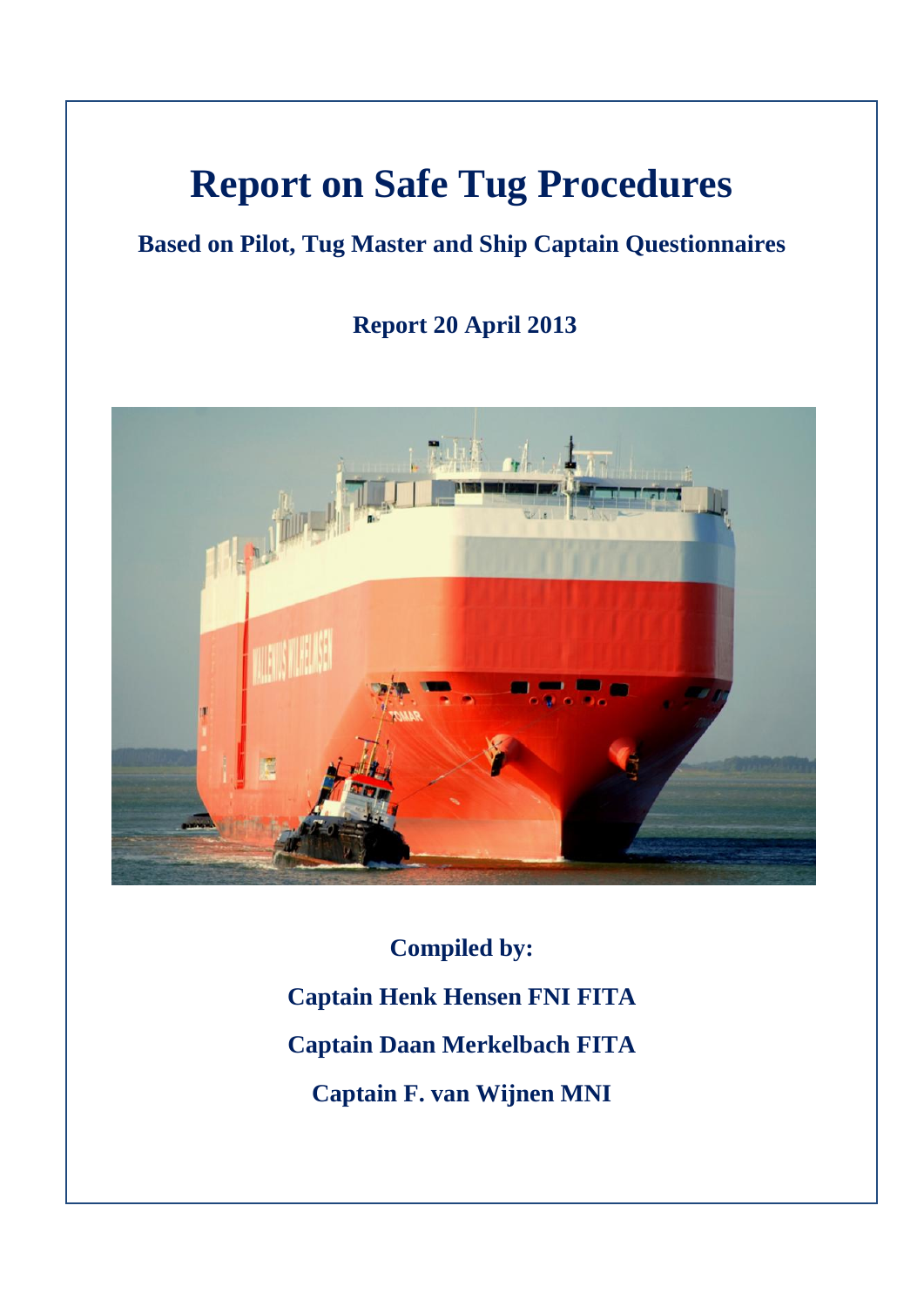# Report on Safe Tug Procedures

**Based on Pilot, Tug Master and Ship Captain Questionnaires**

**Report 20 April 2013**

**Compiled by:**

**Captain Henk Hensen FNI FITA**

**Captain Daan Merkelbach FITA**

**Captain F. van Wijnen MNI**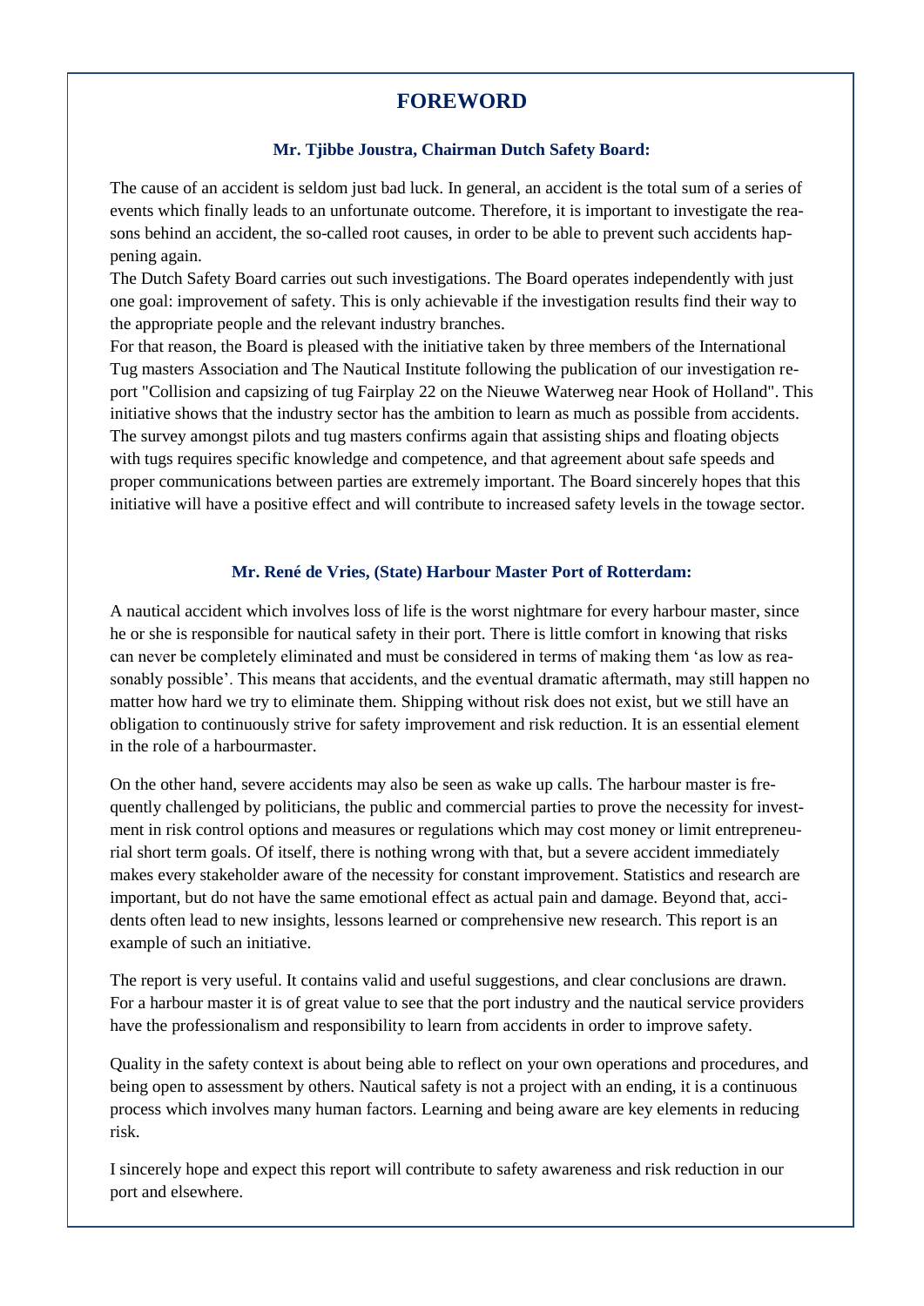# FOREWORD

### Mr. Tjibbe Joustra, Chairman Dutch Safety Board:

The cause of an accident is seldom just bad luck. In general, an accident is the total sum of a series of events which finally leads to an unfortunate outcome. Therefore, it is important to investigate the reasons behind an accident, the so-called root causes, in order to be able to prevent such accidents happening again.

The Dutch Safety Board carries out such investigations. The Board operates independently with just one goal: improvement of safety. This is only achievable if the investigation results find their way to the appropriate people and the relevant industry branches.

For that reason, the Board is pleased with the initiative taken by three members of the International Tug masters Association and The Nautical Institute following the publication of our investigation report "Collision and capsizing of tug Fairplay 22 on the Nieuwe Waterweg near Hook of Holland". This initiative shows that the industry sector has the ambition to learn as much as possible from accidents. The survey amongst pilots and tug masters confirms again that assisting ships and floating objects with tugs requires specific knowledge and competence, and that agreement about safe speeds and proper communications between parties are extremely important. The Board sincerely hopes that this initiative will have a positive effect and will contribute to increased safety levels in the towage sector.

### Mr. René de Vries, (State) Harbour Master Port of Rotterdam:

A nautical accident which involves loss of life is the worst nightmare for every harbour master, since he or she is responsible for nautical safety in their port. There is little comfort in knowing that risks can never be completely eliminated and must be considered in terms of making them 'as low as reasonably possible'. This means that accidents, and the eventual dramatic aftermath, may still happen no matter how hard we try to eliminate them. Shipping without risk does not exist, but we still have an obligation to continuously strive for safety improvement and risk reduction. It is an essential element in the role of a harbourmaster.

On the other hand, severe accidents may also be seen as wake up calls. The harbour master is frequently challenged by politicians, the public and commercial parties to prove the necessity for investment in risk control options and measures or regulations which may cost money or limit entrepreneurial short term goals. Of itself, there is nothing wrong with that, but a severe accident immediately makes every stakeholder aware of the necessity for constant improvement. Statistics and research are important, but do not have the same emotional effect as actual pain and damage. Beyond that, accidents often lead to new insights, lessons learned or comprehensive new research. This report is an example of such an initiative.

The report is very useful. It contains valid and useful suggestions, and clear conclusions are drawn. For a harbour master it is of great value to see that the port industry and the nautical service providers have the professionalism and responsibility to learn from accidents in order to improve safety.

Quality in the safety context is about being able to reflect on your own operations and procedures, and being open to assessment by others. Nautical safety is not a project with an ending, it is a continuous process which involves many human factors. Learning and being aware are key elements in reducing risk.

I sincerely hope and expect this report will contribute to safety awareness and risk reduction in our port and elsewhere.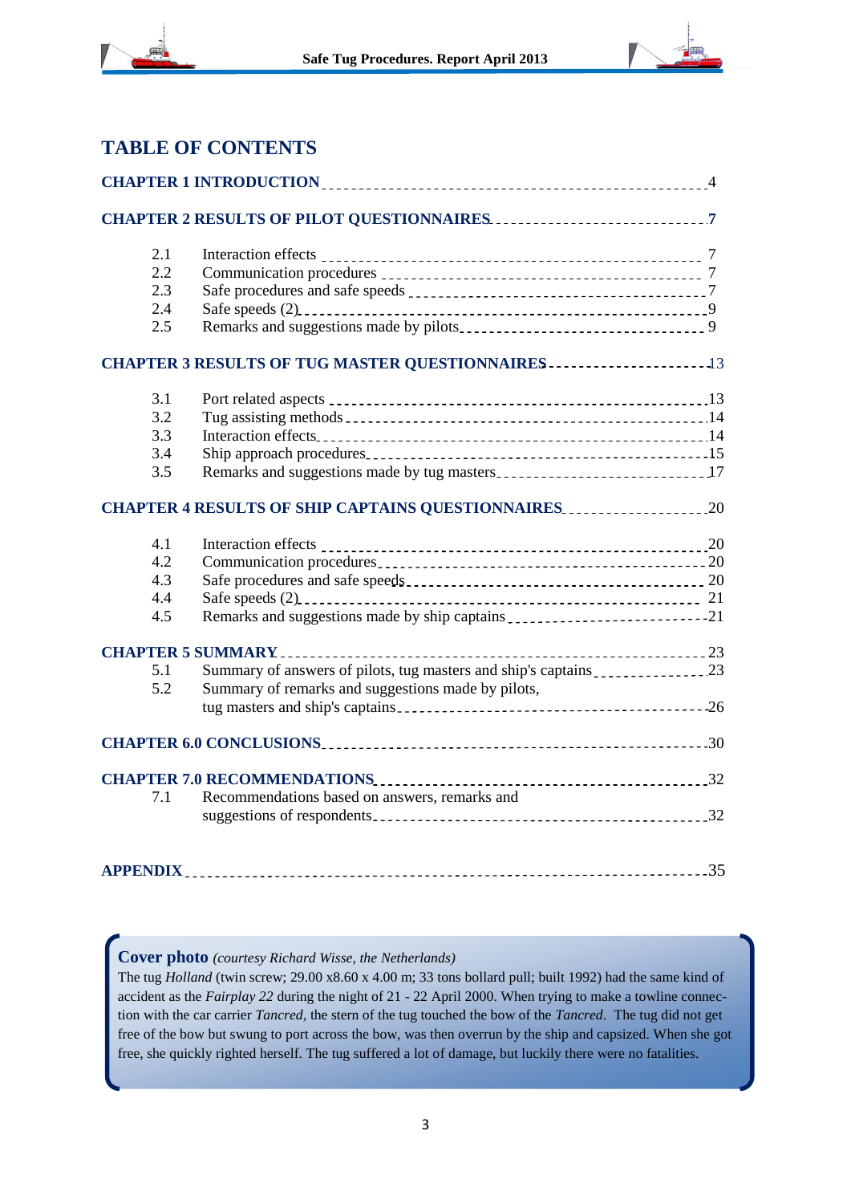# TABLE OF CONTENTS

**CHAPTER 1 INTRODUCTION** — 4

**CHAPTER 2 RESULTS OF PILOT QUESTIONNAIRES** — 7

- 2.1 Interaction effects — 7
- 2.2 Communication procedures — 7
- 2.3 Safe procedures and safe speeds — 7
- 2.4 Safe speeds (2) — 9
- 2.5 Remarks and suggestions made by pilots — 9

**CHAPTER 3 RESULTS OF TUG MASTER QUESTIONNAIRES** — 13

- 3.1 Port related aspects — 13
- 3.2 Tug assisting methods — 14
- 3.3 Interaction effects — 14
- 3.4 Ship approach procedures — 15
- 3.5 Remarks and suggestions made by tug masters — 17

**CHAPTER 4 RESULTS OF SHIP CAPTAINS QUESTIONNAIRES** — 20

- 4.1 Interaction effects — 20
- 4.2 Communication procedures — 20
- 4.3 Safe procedures and safe speeds — 20
- 4.4 Safe speeds (2) — 21
- 4.5 Remarks and suggestions made by ship captains — 21

**CHAPTER 5 SUMMARY** — 23

- 5.1 Summary of answers of pilots, tug masters and ship's captains — 23
- 5.2 Summary of remarks and suggestions made by pilots, tug masters and ship's captains — 26

**CHAPTER 6.0 CONCLUSIONS** — 30

**CHAPTER 7.0 RECOMMENDATIONS** — 32

- 7.1 Recommendations based on answers, remarks and suggestions of respondents — 32

**APPENDIX** — 35

**Cover photo** *(courtesy Richard Wisse, the Netherlands)*
The tug *Holland* (twin screw; 29.00 x8.60 x 4.00 m; 33 tons bollard pull; built 1992) had the same kind of accident as the *Fairplay 22* during the night of 21 - 22 April 2000. When trying to make a towline connection with the car carrier *Tancred*, the stern of the tug touched the bow of the *Tancred*. The tug did not get free of the bow but swung to port across the bow, was then overrun by the ship and capsized. When she got free, she quickly righted herself. The tug suffered a lot of damage, but luckily there were no fatalities.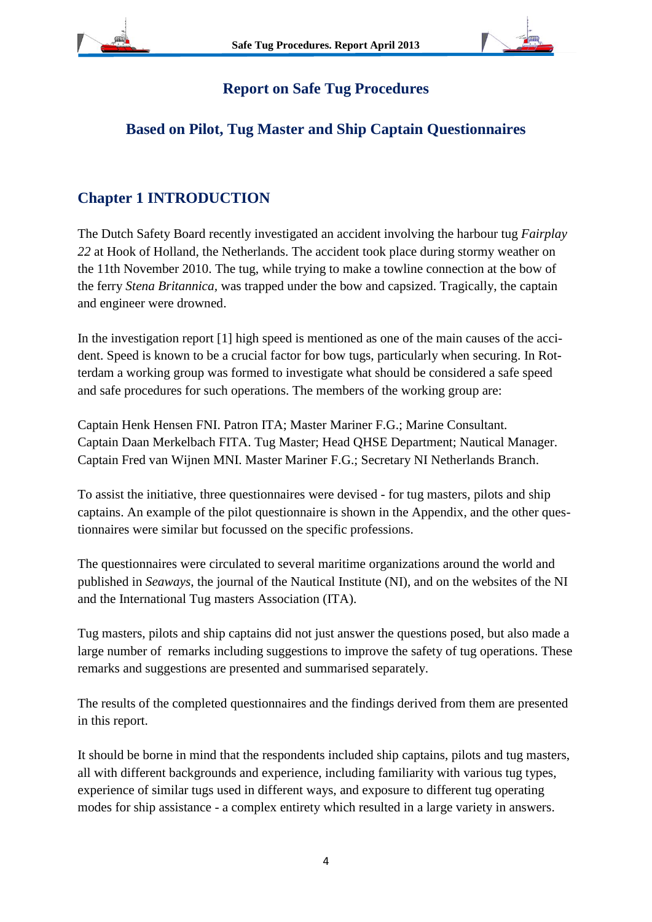# Report on Safe Tug Procedures

## Based on Pilot, Tug Master and Ship Captain Questionnaires

## Chapter 1 INTRODUCTION

The Dutch Safety Board recently investigated an accident involving the harbour tug *Fairplay 22* at Hook of Holland, the Netherlands. The accident took place during stormy weather on the 11th November 2010. The tug, while trying to make a towline connection at the bow of the ferry *Stena Britannica,* was trapped under the bow and capsized. Tragically, the captain and engineer were drowned.

In the investigation report [1] high speed is mentioned as one of the main causes of the accident. Speed is known to be a crucial factor for bow tugs, particularly when securing. In Rotterdam a working group was formed to investigate what should be considered a safe speed and safe procedures for such operations. The members of the working group are:

Captain Henk Hensen FNI. Patron ITA; Master Mariner F.G.; Marine Consultant.
Captain Daan Merkelbach FITA. Tug Master; Head QHSE Department; Nautical Manager.
Captain Fred van Wijnen MNI. Master Mariner F.G.; Secretary NI Netherlands Branch.

To assist the initiative, three questionnaires were devised - for tug masters, pilots and ship captains. An example of the pilot questionnaire is shown in the Appendix, and the other questionnaires were similar but focussed on the specific professions.

The questionnaires were circulated to several maritime organizations around the world and published in *Seaways*, the journal of the Nautical Institute (NI), and on the websites of the NI and the International Tug masters Association (ITA).

Tug masters, pilots and ship captains did not just answer the questions posed, but also made a large number of remarks including suggestions to improve the safety of tug operations. These remarks and suggestions are presented and summarised separately.

The results of the completed questionnaires and the findings derived from them are presented in this report.

It should be borne in mind that the respondents included ship captains, pilots and tug masters, all with different backgrounds and experience, including familiarity with various tug types, experience of similar tugs used in different ways, and exposure to different tug operating modes for ship assistance - a complex entirety which resulted in a large variety in answers.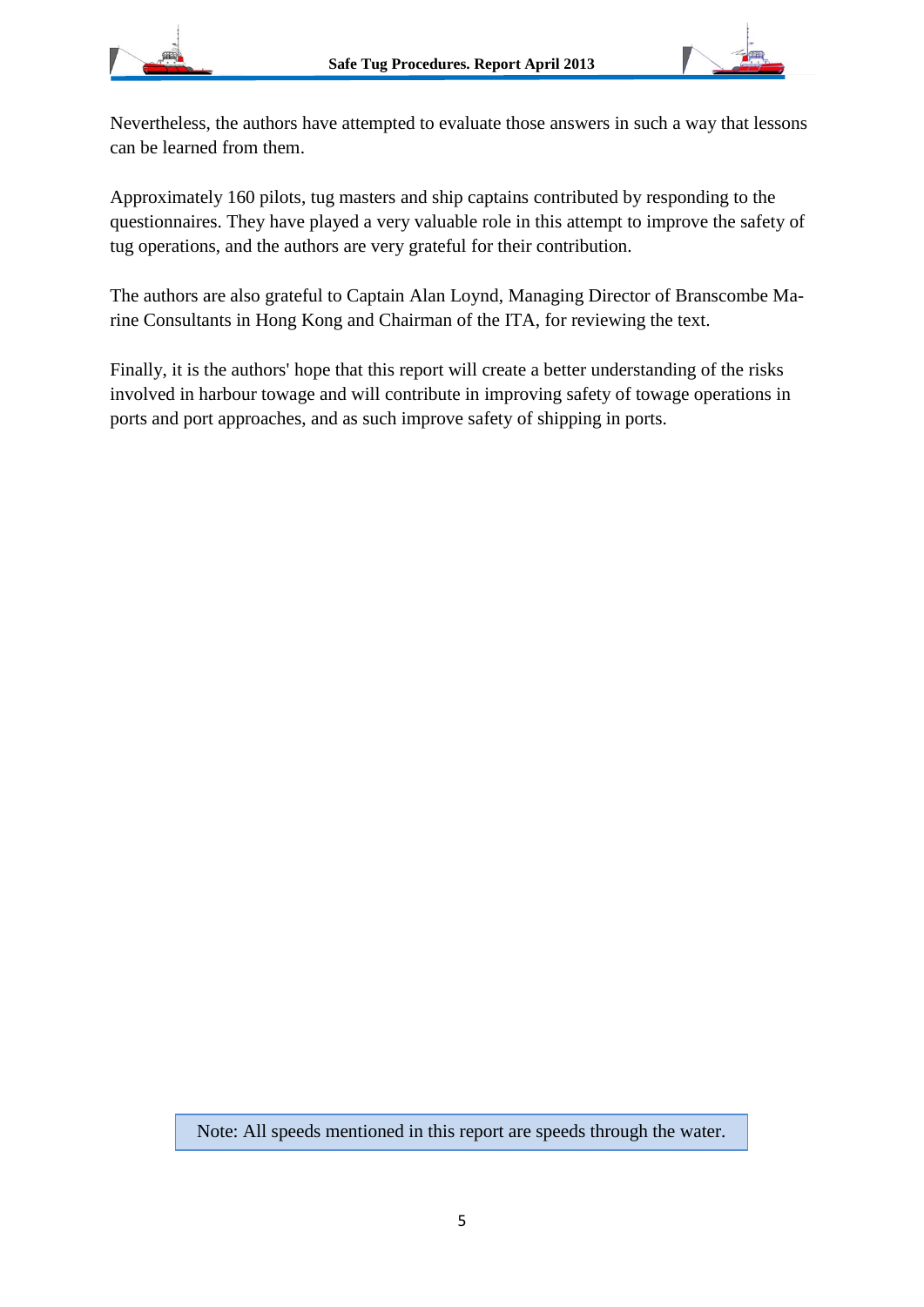Nevertheless, the authors have attempted to evaluate those answers in such a way that lessons can be learned from them.

Approximately 160 pilots, tug masters and ship captains contributed by responding to the questionnaires. They have played a very valuable role in this attempt to improve the safety of tug operations, and the authors are very grateful for their contribution.

The authors are also grateful to Captain Alan Loynd, Managing Director of Branscombe Marine Consultants in Hong Kong and Chairman of the ITA, for reviewing the text.

Finally, it is the authors' hope that this report will create a better understanding of the risks involved in harbour towage and will contribute in improving safety of towage operations in ports and port approaches, and as such improve safety of shipping in ports.

Note: All speeds mentioned in this report are speeds through the water.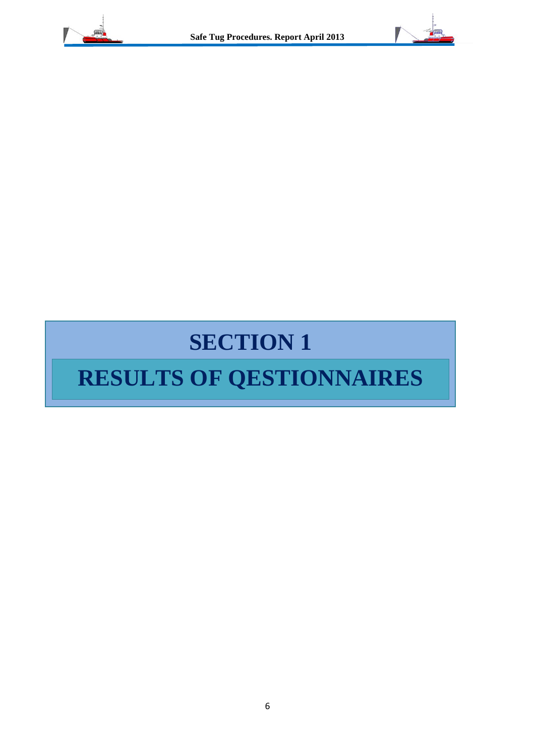# SECTION 1

# RESULTS OF QESTIONNAIRES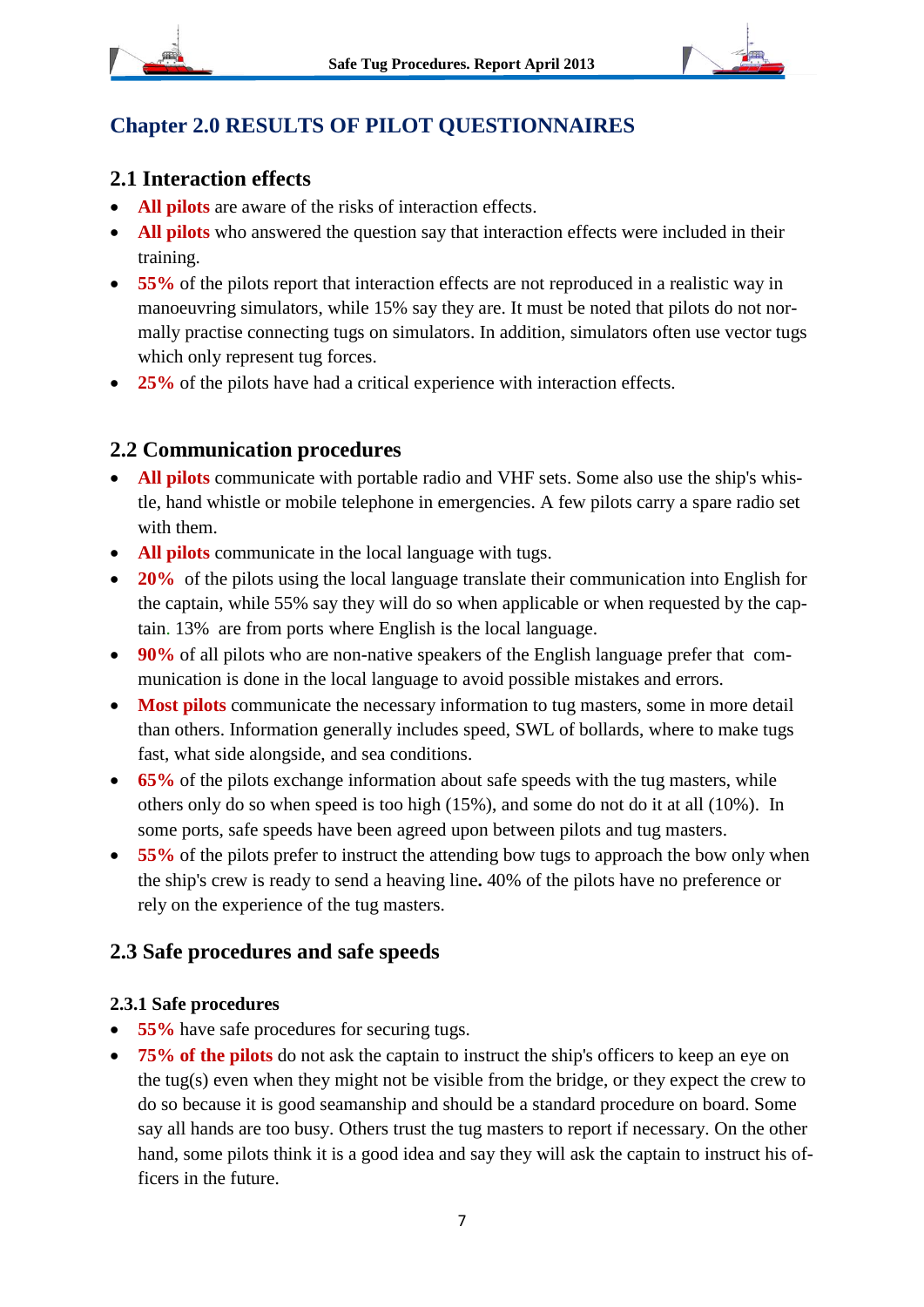# Chapter 2.0 RESULTS OF PILOT QUESTIONNAIRES

## 2.1 Interaction effects

- **All pilots** are aware of the risks of interaction effects.
- **All pilots** who answered the question say that interaction effects were included in their training.
- **55%** of the pilots report that interaction effects are not reproduced in a realistic way in manoeuvring simulators, while 15% say they are. It must be noted that pilots do not normally practise connecting tugs on simulators. In addition, simulators often use vector tugs which only represent tug forces.
- **25%** of the pilots have had a critical experience with interaction effects.

## 2.2 Communication procedures

- **All pilots** communicate with portable radio and VHF sets. Some also use the ship's whistle, hand whistle or mobile telephone in emergencies. A few pilots carry a spare radio set with them.
- **All pilots** communicate in the local language with tugs.
- **20%** of the pilots using the local language translate their communication into English for the captain, while 55% say they will do so when applicable or when requested by the captain. 13% are from ports where English is the local language.
- **90%** of all pilots who are non-native speakers of the English language prefer that communication is done in the local language to avoid possible mistakes and errors.
- **Most pilots** communicate the necessary information to tug masters, some in more detail than others. Information generally includes speed, SWL of bollards, where to make tugs fast, what side alongside, and sea conditions.
- **65%** of the pilots exchange information about safe speeds with the tug masters, while others only do so when speed is too high (15%), and some do not do it at all (10%). In some ports, safe speeds have been agreed upon between pilots and tug masters.
- **55%** of the pilots prefer to instruct the attending bow tugs to approach the bow only when the ship's crew is ready to send a heaving line**.** 40% of the pilots have no preference or rely on the experience of the tug masters.

## 2.3 Safe procedures and safe speeds

### 2.3.1 Safe procedures

- **55%** have safe procedures for securing tugs.
- **75% of the pilots** do not ask the captain to instruct the ship's officers to keep an eye on the tug(s) even when they might not be visible from the bridge, or they expect the crew to do so because it is good seamanship and should be a standard procedure on board. Some say all hands are too busy. Others trust the tug masters to report if necessary. On the other hand, some pilots think it is a good idea and say they will ask the captain to instruct his officers in the future.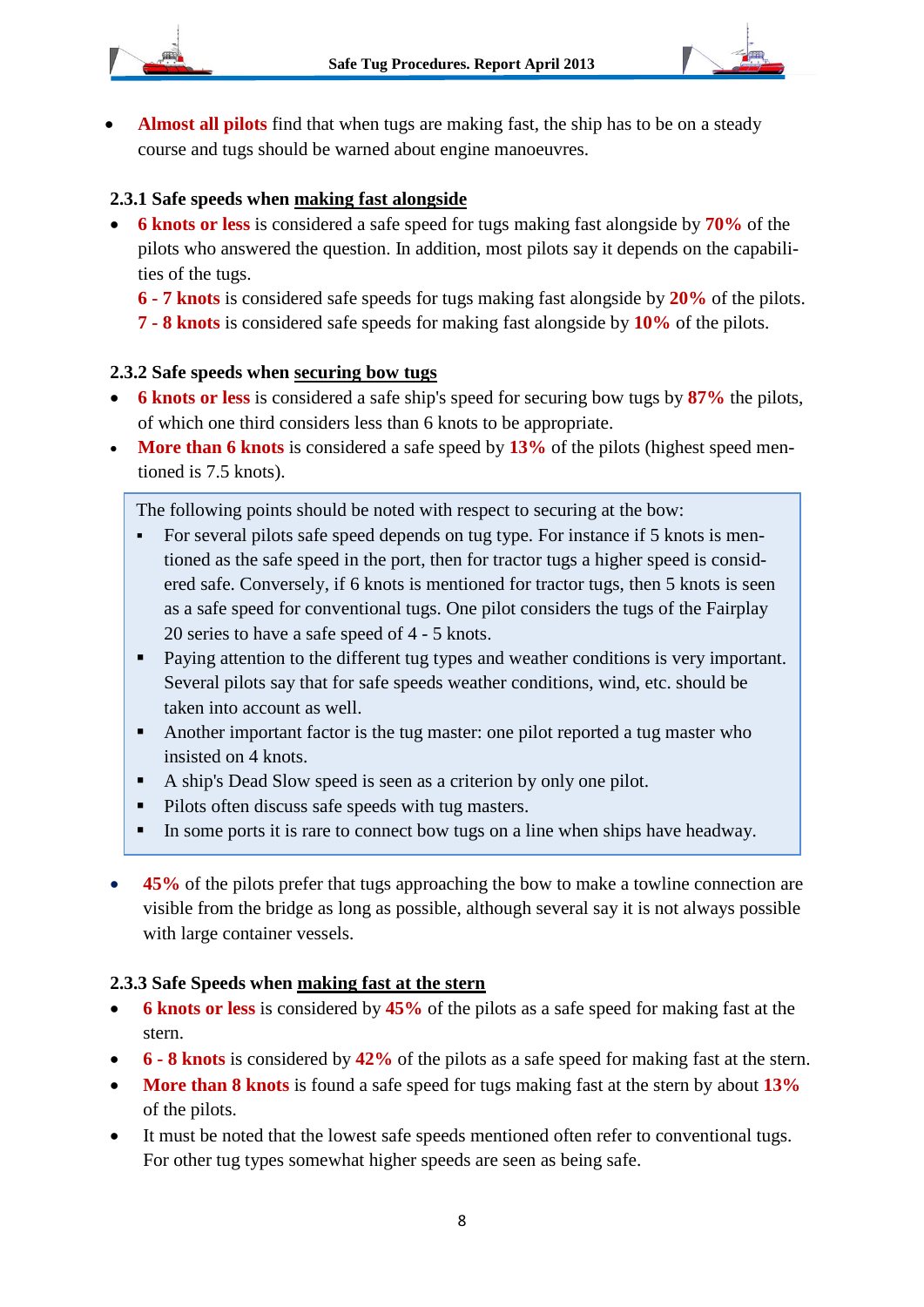- **Almost all pilots** find that when tugs are making fast, the ship has to be on a steady course and tugs should be warned about engine manoeuvres.

### 2.3.1 Safe speeds when making fast alongside

- **6 knots or less** is considered a safe speed for tugs making fast alongside by **70%** of the pilots who answered the question. In addition, most pilots say it depends on the capabilities of the tugs.
  **6 - 7 knots** is considered safe speeds for tugs making fast alongside by **20%** of the pilots.
  **7 - 8 knots** is considered safe speeds for making fast alongside by **10%** of the pilots.

### 2.3.2 Safe speeds when securing bow tugs

- **6 knots or less** is considered a safe ship's speed for securing bow tugs by **87%** the pilots, of which one third considers less than 6 knots to be appropriate.
- **More than 6 knots** is considered a safe speed by **13%** of the pilots (highest speed mentioned is 7.5 knots).

> The following points should be noted with respect to securing at the bow:
>
> - For several pilots safe speed depends on tug type. For instance if 5 knots is mentioned as the safe speed in the port, then for tractor tugs a higher speed is considered safe. Conversely, if 6 knots is mentioned for tractor tugs, then 5 knots is seen as a safe speed for conventional tugs. One pilot considers the tugs of the Fairplay 20 series to have a safe speed of 4 - 5 knots.
> - Paying attention to the different tug types and weather conditions is very important. Several pilots say that for safe speeds weather conditions, wind, etc. should be taken into account as well.
> - Another important factor is the tug master: one pilot reported a tug master who insisted on 4 knots.
> - A ship's Dead Slow speed is seen as a criterion by only one pilot.
> - Pilots often discuss safe speeds with tug masters.
> - In some ports it is rare to connect bow tugs on a line when ships have headway.

- **45%** of the pilots prefer that tugs approaching the bow to make a towline connection are visible from the bridge as long as possible, although several say it is not always possible with large container vessels.

### 2.3.3 Safe Speeds when making fast at the stern

- **6 knots or less** is considered by **45%** of the pilots as a safe speed for making fast at the stern.
- **6 - 8 knots** is considered by **42%** of the pilots as a safe speed for making fast at the stern.
- **More than 8 knots** is found a safe speed for tugs making fast at the stern by about **13%** of the pilots.
- It must be noted that the lowest safe speeds mentioned often refer to conventional tugs. For other tug types somewhat higher speeds are seen as being safe.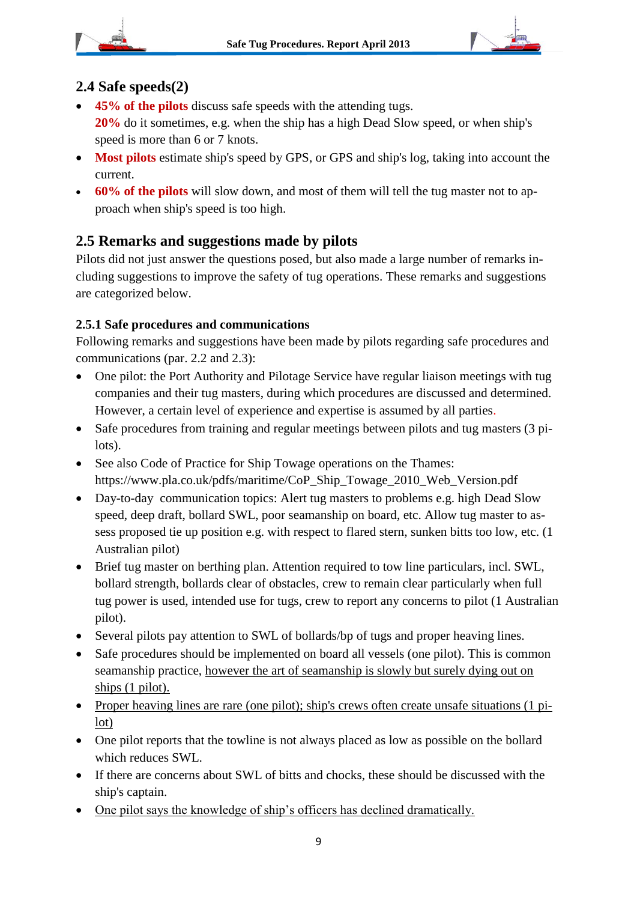## 2.4 Safe speeds(2)

- **45% of the pilots** discuss safe speeds with the attending tugs.
  **20%** do it sometimes, e.g. when the ship has a high Dead Slow speed, or when ship's speed is more than 6 or 7 knots.
- **Most pilots** estimate ship's speed by GPS, or GPS and ship's log, taking into account the current.
- **60% of the pilots** will slow down, and most of them will tell the tug master not to approach when ship's speed is too high.

## 2.5 Remarks and suggestions made by pilots

Pilots did not just answer the questions posed, but also made a large number of remarks including suggestions to improve the safety of tug operations. These remarks and suggestions are categorized below.

### 2.5.1 Safe procedures and communications

Following remarks and suggestions have been made by pilots regarding safe procedures and communications (par. 2.2 and 2.3):

- One pilot: the Port Authority and Pilotage Service have regular liaison meetings with tug companies and their tug masters, during which procedures are discussed and determined. However, a certain level of experience and expertise is assumed by all parties.
- Safe procedures from training and regular meetings between pilots and tug masters (3 pilots).
- See also Code of Practice for Ship Towage operations on the Thames: https://www.pla.co.uk/pdfs/maritime/CoP_Ship_Towage_2010_Web_Version.pdf
- Day-to-day communication topics: Alert tug masters to problems e.g. high Dead Slow speed, deep draft, bollard SWL, poor seamanship on board, etc. Allow tug master to assess proposed tie up position e.g. with respect to flared stern, sunken bitts too low, etc. (1 Australian pilot)
- Brief tug master on berthing plan. Attention required to tow line particulars, incl. SWL, bollard strength, bollards clear of obstacles, crew to remain clear particularly when full tug power is used, intended use for tugs, crew to report any concerns to pilot (1 Australian pilot).
- Several pilots pay attention to SWL of bollards/bp of tugs and proper heaving lines.
- Safe procedures should be implemented on board all vessels (one pilot). This is common seamanship practice, <u>however the art of seamanship is slowly but surely dying out on ships (1 pilot).</u>
- <u>Proper heaving lines are rare (one pilot); ship's crews often create unsafe situations (1 pilot)</u>
- One pilot reports that the towline is not always placed as low as possible on the bollard which reduces SWL.
- If there are concerns about SWL of bitts and chocks, these should be discussed with the ship's captain.
- <u>One pilot says the knowledge of ship's officers has declined dramatically.</u>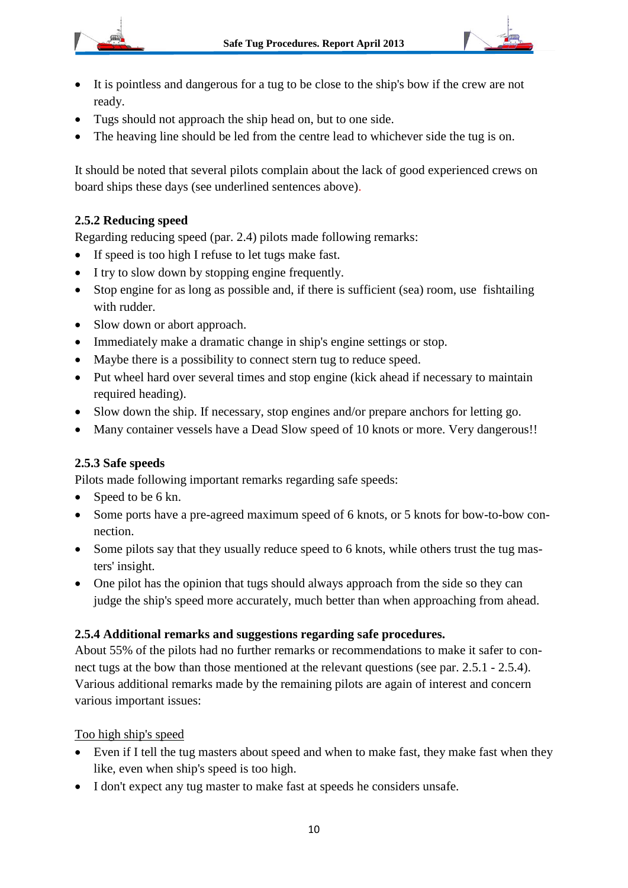- It is pointless and dangerous for a tug to be close to the ship's bow if the crew are not ready.
- Tugs should not approach the ship head on, but to one side.
- The heaving line should be led from the centre lead to whichever side the tug is on.

It should be noted that several pilots complain about the lack of good experienced crews on board ships these days (see underlined sentences above).

### 2.5.2 Reducing speed

Regarding reducing speed (par. 2.4) pilots made following remarks:

- If speed is too high I refuse to let tugs make fast.
- I try to slow down by stopping engine frequently.
- Stop engine for as long as possible and, if there is sufficient (sea) room, use fishtailing with rudder.
- Slow down or abort approach.
- Immediately make a dramatic change in ship's engine settings or stop.
- Maybe there is a possibility to connect stern tug to reduce speed.
- Put wheel hard over several times and stop engine (kick ahead if necessary to maintain required heading).
- Slow down the ship. If necessary, stop engines and/or prepare anchors for letting go.
- Many container vessels have a Dead Slow speed of 10 knots or more. Very dangerous!!

### 2.5.3 Safe speeds

Pilots made following important remarks regarding safe speeds:

- Speed to be 6 kn.
- Some ports have a pre-agreed maximum speed of 6 knots, or 5 knots for bow-to-bow connection.
- Some pilots say that they usually reduce speed to 6 knots, while others trust the tug masters' insight.
- One pilot has the opinion that tugs should always approach from the side so they can judge the ship's speed more accurately, much better than when approaching from ahead.

### 2.5.4 Additional remarks and suggestions regarding safe procedures.

About 55% of the pilots had no further remarks or recommendations to make it safer to connect tugs at the bow than those mentioned at the relevant questions (see par. 2.5.1 - 2.5.4). Various additional remarks made by the remaining pilots are again of interest and concern various important issues:

<u>Too high ship's speed</u>

- Even if I tell the tug masters about speed and when to make fast, they make fast when they like, even when ship's speed is too high.
- I don't expect any tug master to make fast at speeds he considers unsafe.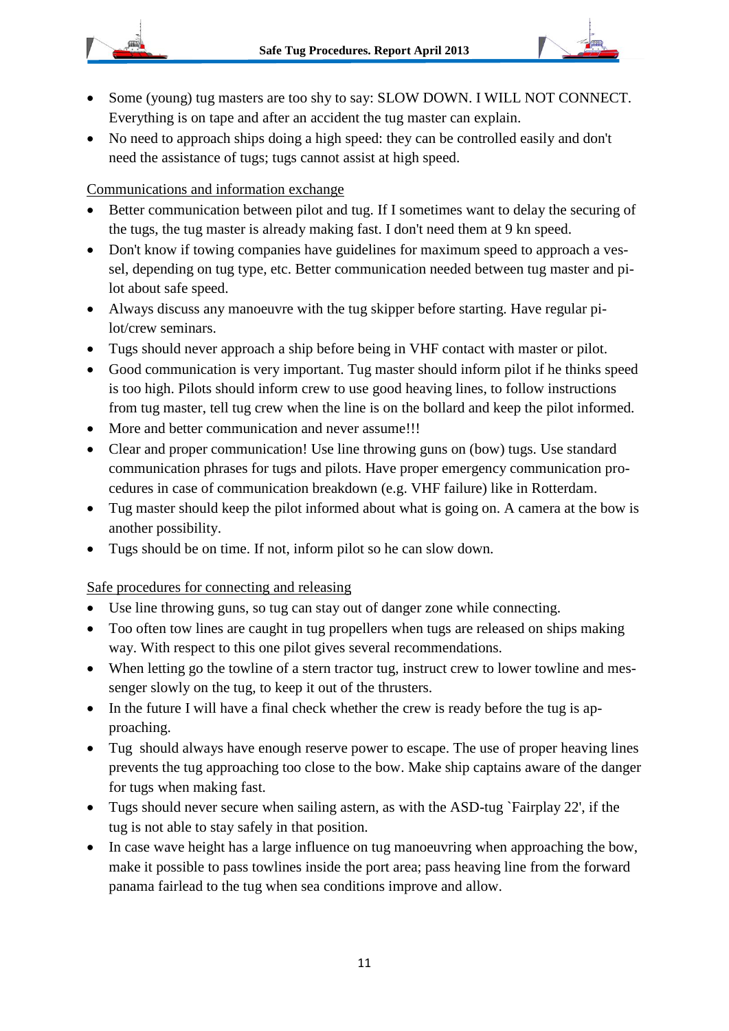- Some (young) tug masters are too shy to say: SLOW DOWN. I WILL NOT CONNECT. Everything is on tape and after an accident the tug master can explain.
- No need to approach ships doing a high speed: they can be controlled easily and don't need the assistance of tugs; tugs cannot assist at high speed.

Communications and information exchange

- Better communication between pilot and tug. If I sometimes want to delay the securing of the tugs, the tug master is already making fast. I don't need them at 9 kn speed.
- Don't know if towing companies have guidelines for maximum speed to approach a vessel, depending on tug type, etc. Better communication needed between tug master and pilot about safe speed.
- Always discuss any manoeuvre with the tug skipper before starting. Have regular pilot/crew seminars.
- Tugs should never approach a ship before being in VHF contact with master or pilot.
- Good communication is very important. Tug master should inform pilot if he thinks speed is too high. Pilots should inform crew to use good heaving lines, to follow instructions from tug master, tell tug crew when the line is on the bollard and keep the pilot informed.
- More and better communication and never assume!!!
- Clear and proper communication! Use line throwing guns on (bow) tugs. Use standard communication phrases for tugs and pilots. Have proper emergency communication procedures in case of communication breakdown (e.g. VHF failure) like in Rotterdam.
- Tug master should keep the pilot informed about what is going on. A camera at the bow is another possibility.
- Tugs should be on time. If not, inform pilot so he can slow down.

Safe procedures for connecting and releasing

- Use line throwing guns, so tug can stay out of danger zone while connecting.
- Too often tow lines are caught in tug propellers when tugs are released on ships making way. With respect to this one pilot gives several recommendations.
- When letting go the towline of a stern tractor tug, instruct crew to lower towline and messenger slowly on the tug, to keep it out of the thrusters.
- In the future I will have a final check whether the crew is ready before the tug is approaching.
- Tug should always have enough reserve power to escape. The use of proper heaving lines prevents the tug approaching too close to the bow. Make ship captains aware of the danger for tugs when making fast.
- Tugs should never secure when sailing astern, as with the ASD-tug `Fairplay 22', if the tug is not able to stay safely in that position.
- In case wave height has a large influence on tug manoeuvring when approaching the bow, make it possible to pass towlines inside the port area; pass heaving line from the forward panama fairlead to the tug when sea conditions improve and allow.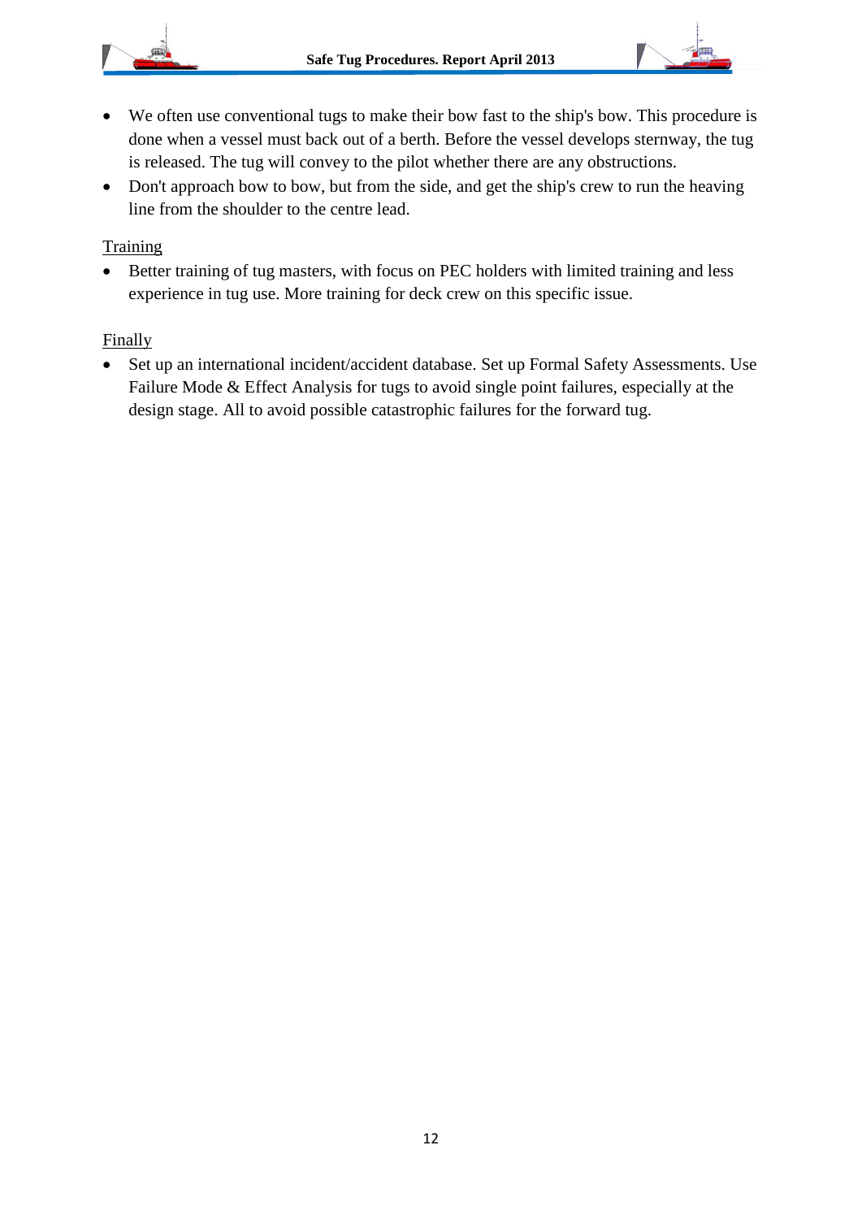- We often use conventional tugs to make their bow fast to the ship's bow. This procedure is done when a vessel must back out of a berth. Before the vessel develops sternway, the tug is released. The tug will convey to the pilot whether there are any obstructions.
- Don't approach bow to bow, but from the side, and get the ship's crew to run the heaving line from the shoulder to the centre lead.

<u>Training</u>

- Better training of tug masters, with focus on PEC holders with limited training and less experience in tug use. More training for deck crew on this specific issue.

<u>Finally</u>

- Set up an international incident/accident database. Set up Formal Safety Assessments. Use Failure Mode & Effect Analysis for tugs to avoid single point failures, especially at the design stage. All to avoid possible catastrophic failures for the forward tug.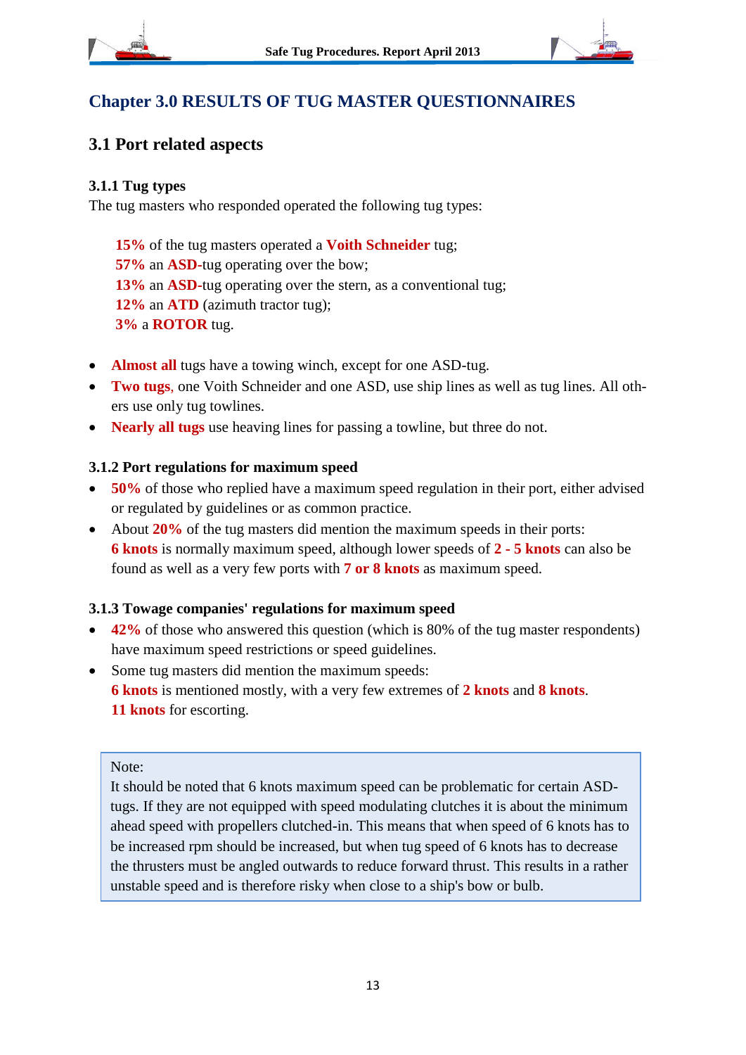# Chapter 3.0 RESULTS OF TUG MASTER QUESTIONNAIRES

## 3.1 Port related aspects

### 3.1.1 Tug types

The tug masters who responded operated the following tug types:

**15%** of the tug masters operated a **Voith Schneider** tug;
**57%** an **ASD**-tug operating over the bow;
**13%** an **ASD**-tug operating over the stern, as a conventional tug;
**12%** an **ATD** (azimuth tractor tug);
**3%** a **ROTOR** tug.

- **Almost all** tugs have a towing winch, except for one ASD-tug.
- **Two tugs**, one Voith Schneider and one ASD, use ship lines as well as tug lines. All others use only tug towlines.
- **Nearly all tugs** use heaving lines for passing a towline, but three do not.

### 3.1.2 Port regulations for maximum speed

- **50%** of those who replied have a maximum speed regulation in their port, either advised or regulated by guidelines or as common practice.
- About **20%** of the tug masters did mention the maximum speeds in their ports: **6 knots** is normally maximum speed, although lower speeds of **2 - 5 knots** can also be found as well as a very few ports with **7 or 8 knots** as maximum speed.

### 3.1.3 Towage companies' regulations for maximum speed

- **42%** of those who answered this question (which is 80% of the tug master respondents) have maximum speed restrictions or speed guidelines.
- Some tug masters did mention the maximum speeds:
  **6 knots** is mentioned mostly, with a very few extremes of **2 knots** and **8 knots**.
  **11 knots** for escorting.

> Note:
> It should be noted that 6 knots maximum speed can be problematic for certain ASD-tugs. If they are not equipped with speed modulating clutches it is about the minimum ahead speed with propellers clutched-in. This means that when speed of 6 knots has to be increased rpm should be increased, but when tug speed of 6 knots has to decrease the thrusters must be angled outwards to reduce forward thrust. This results in a rather unstable speed and is therefore risky when close to a ship's bow or bulb.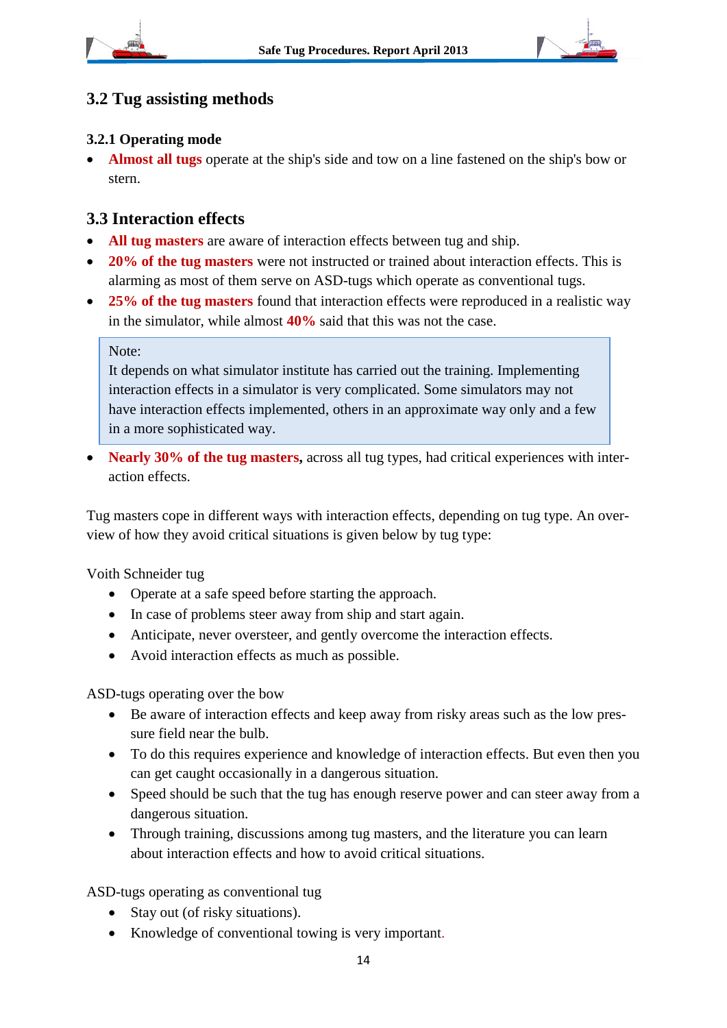## 3.2 Tug assisting methods

### 3.2.1 Operating mode

- **Almost all tugs** operate at the ship's side and tow on a line fastened on the ship's bow or stern.

## 3.3 Interaction effects

- **All tug masters** are aware of interaction effects between tug and ship.
- **20% of the tug masters** were not instructed or trained about interaction effects. This is alarming as most of them serve on ASD-tugs which operate as conventional tugs.
- **25% of the tug masters** found that interaction effects were reproduced in a realistic way in the simulator, while almost **40%** said that this was not the case.

> Note:
> It depends on what simulator institute has carried out the training. Implementing interaction effects in a simulator is very complicated. Some simulators may not have interaction effects implemented, others in an approximate way only and a few in a more sophisticated way.

- **Nearly 30% of the tug masters,** across all tug types, had critical experiences with interaction effects.

Tug masters cope in different ways with interaction effects, depending on tug type. An overview of how they avoid critical situations is given below by tug type:

Voith Schneider tug

- Operate at a safe speed before starting the approach.
- In case of problems steer away from ship and start again.
- Anticipate, never oversteer, and gently overcome the interaction effects.
- Avoid interaction effects as much as possible.

ASD-tugs operating over the bow

- Be aware of interaction effects and keep away from risky areas such as the low pressure field near the bulb.
- To do this requires experience and knowledge of interaction effects. But even then you can get caught occasionally in a dangerous situation.
- Speed should be such that the tug has enough reserve power and can steer away from a dangerous situation.
- Through training, discussions among tug masters, and the literature you can learn about interaction effects and how to avoid critical situations.

ASD-tugs operating as conventional tug

- Stay out (of risky situations).
- Knowledge of conventional towing is very important.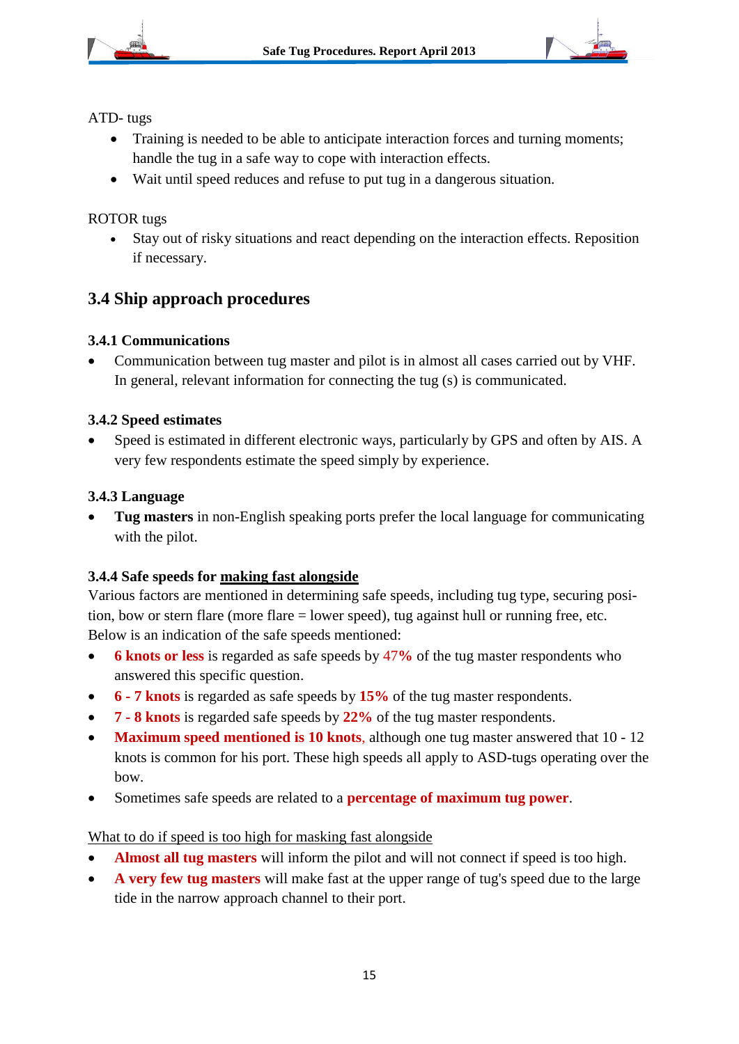ATD- tugs

- Training is needed to be able to anticipate interaction forces and turning moments; handle the tug in a safe way to cope with interaction effects.
- Wait until speed reduces and refuse to put tug in a dangerous situation.

ROTOR tugs

- Stay out of risky situations and react depending on the interaction effects. Reposition if necessary.

## 3.4 Ship approach procedures

### 3.4.1 Communications

- Communication between tug master and pilot is in almost all cases carried out by VHF. In general, relevant information for connecting the tug (s) is communicated.

### 3.4.2 Speed estimates

- Speed is estimated in different electronic ways, particularly by GPS and often by AIS. A very few respondents estimate the speed simply by experience.

### 3.4.3 Language

- **Tug masters** in non-English speaking ports prefer the local language for communicating with the pilot.

### 3.4.4 Safe speeds for <u>making fast alongside</u>

Various factors are mentioned in determining safe speeds, including tug type, securing position, bow or stern flare (more flare = lower speed), tug against hull or running free, etc. Below is an indication of the safe speeds mentioned:

- **6 knots or less** is regarded as safe speeds by **47%** of the tug master respondents who answered this specific question.
- **6 - 7 knots** is regarded as safe speeds by **15%** of the tug master respondents.
- **7 - 8 knots** is regarded safe speeds by **22%** of the tug master respondents.
- **Maximum speed mentioned is 10 knots**, although one tug master answered that 10 - 12 knots is common for his port. These high speeds all apply to ASD-tugs operating over the bow.
- Sometimes safe speeds are related to a **percentage of maximum tug power**.

<u>What to do if speed is too high for masking fast alongside</u>

- **Almost all tug masters** will inform the pilot and will not connect if speed is too high.
- **A very few tug masters** will make fast at the upper range of tug's speed due to the large tide in the narrow approach channel to their port.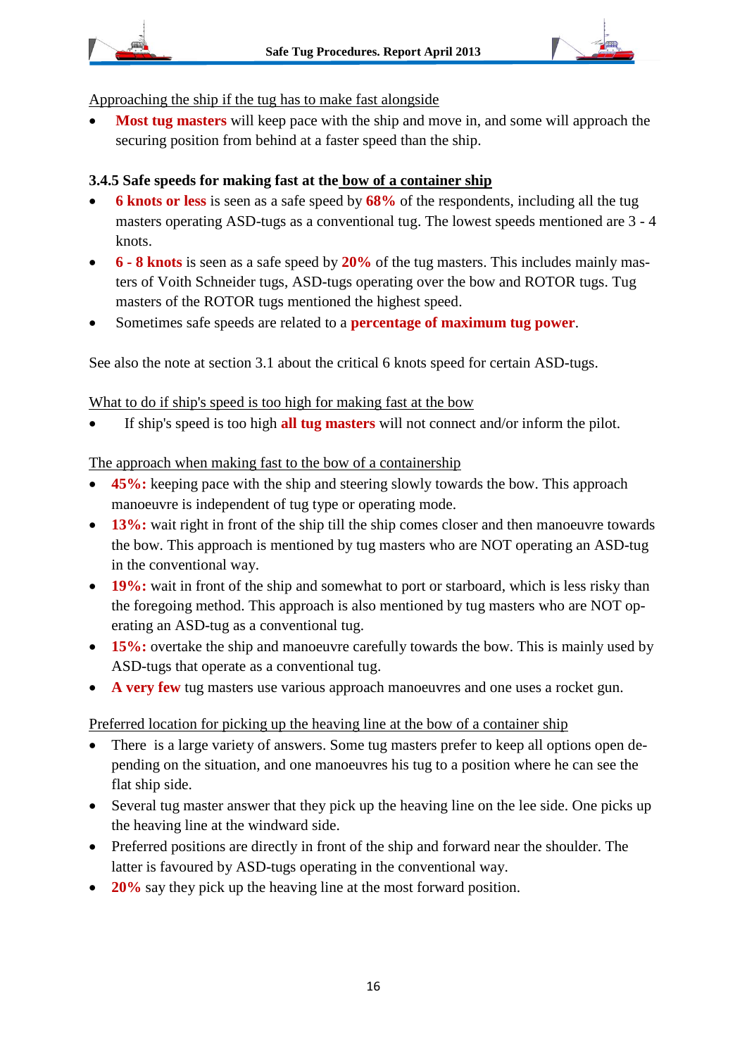Approaching the ship if the tug has to make fast alongside

- **Most tug masters** will keep pace with the ship and move in, and some will approach the securing position from behind at a faster speed than the ship.

### 3.4.5 Safe speeds for making fast at the bow of a container ship

- **6 knots or less** is seen as a safe speed by **68%** of the respondents, including all the tug masters operating ASD-tugs as a conventional tug. The lowest speeds mentioned are 3 - 4 knots.
- **6 - 8 knots** is seen as a safe speed by **20%** of the tug masters. This includes mainly masters of Voith Schneider tugs, ASD-tugs operating over the bow and ROTOR tugs. Tug masters of the ROTOR tugs mentioned the highest speed.
- Sometimes safe speeds are related to a **percentage of maximum tug power**.

See also the note at section 3.1 about the critical 6 knots speed for certain ASD-tugs.

What to do if ship's speed is too high for making fast at the bow

- If ship's speed is too high **all tug masters** will not connect and/or inform the pilot.

The approach when making fast to the bow of a containership

- **45%:** keeping pace with the ship and steering slowly towards the bow. This approach manoeuvre is independent of tug type or operating mode.
- **13%:** wait right in front of the ship till the ship comes closer and then manoeuvre towards the bow. This approach is mentioned by tug masters who are NOT operating an ASD-tug in the conventional way.
- **19%:** wait in front of the ship and somewhat to port or starboard, which is less risky than the foregoing method. This approach is also mentioned by tug masters who are NOT operating an ASD-tug as a conventional tug.
- **15%:** overtake the ship and manoeuvre carefully towards the bow. This is mainly used by ASD-tugs that operate as a conventional tug.
- **A very few** tug masters use various approach manoeuvres and one uses a rocket gun.

Preferred location for picking up the heaving line at the bow of a container ship

- There is a large variety of answers. Some tug masters prefer to keep all options open depending on the situation, and one manoeuvres his tug to a position where he can see the flat ship side.
- Several tug master answer that they pick up the heaving line on the lee side. One picks up the heaving line at the windward side.
- Preferred positions are directly in front of the ship and forward near the shoulder. The latter is favoured by ASD-tugs operating in the conventional way.
- **20%** say they pick up the heaving line at the most forward position.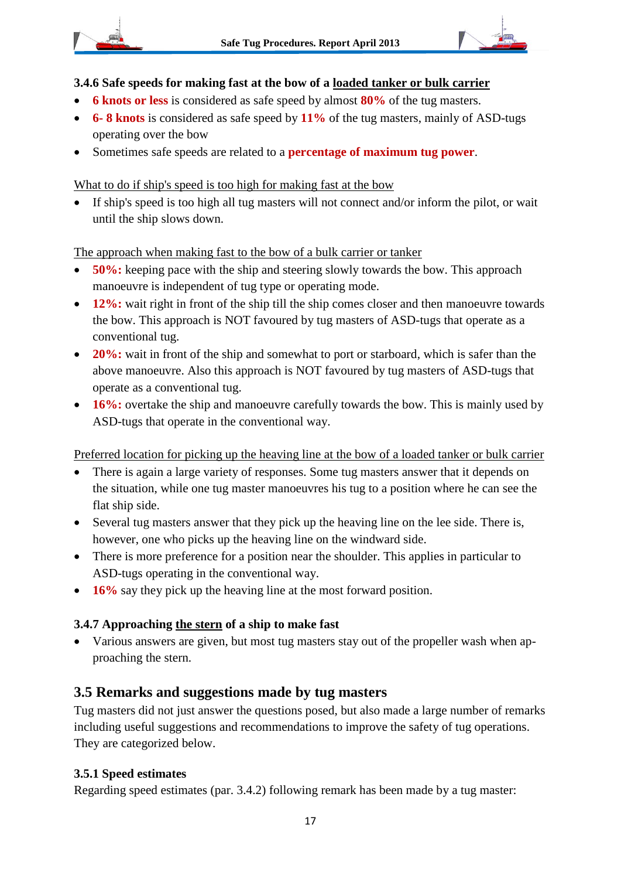### 3.4.6 Safe speeds for making fast at the bow of a loaded tanker or bulk carrier

- **6 knots or less** is considered as safe speed by almost **80%** of the tug masters.
- **6- 8 knots** is considered as safe speed by **11%** of the tug masters, mainly of ASD-tugs operating over the bow
- Sometimes safe speeds are related to a **percentage of maximum tug power**.

What to do if ship's speed is too high for making fast at the bow

- If ship's speed is too high all tug masters will not connect and/or inform the pilot, or wait until the ship slows down.

The approach when making fast to the bow of a bulk carrier or tanker

- **50%:** keeping pace with the ship and steering slowly towards the bow. This approach manoeuvre is independent of tug type or operating mode.
- **12%:** wait right in front of the ship till the ship comes closer and then manoeuvre towards the bow. This approach is NOT favoured by tug masters of ASD-tugs that operate as a conventional tug.
- **20%:** wait in front of the ship and somewhat to port or starboard, which is safer than the above manoeuvre. Also this approach is NOT favoured by tug masters of ASD-tugs that operate as a conventional tug.
- **16%:** overtake the ship and manoeuvre carefully towards the bow. This is mainly used by ASD-tugs that operate in the conventional way.

Preferred location for picking up the heaving line at the bow of a loaded tanker or bulk carrier

- There is again a large variety of responses. Some tug masters answer that it depends on the situation, while one tug master manoeuvres his tug to a position where he can see the flat ship side.
- Several tug masters answer that they pick up the heaving line on the lee side. There is, however, one who picks up the heaving line on the windward side.
- There is more preference for a position near the shoulder. This applies in particular to ASD-tugs operating in the conventional way.
- **16%** say they pick up the heaving line at the most forward position.

### 3.4.7 Approaching the stern of a ship to make fast

- Various answers are given, but most tug masters stay out of the propeller wash when approaching the stern.

## 3.5 Remarks and suggestions made by tug masters

Tug masters did not just answer the questions posed, but also made a large number of remarks including useful suggestions and recommendations to improve the safety of tug operations. They are categorized below.

### 3.5.1 Speed estimates

Regarding speed estimates (par. 3.4.2) following remark has been made by a tug master: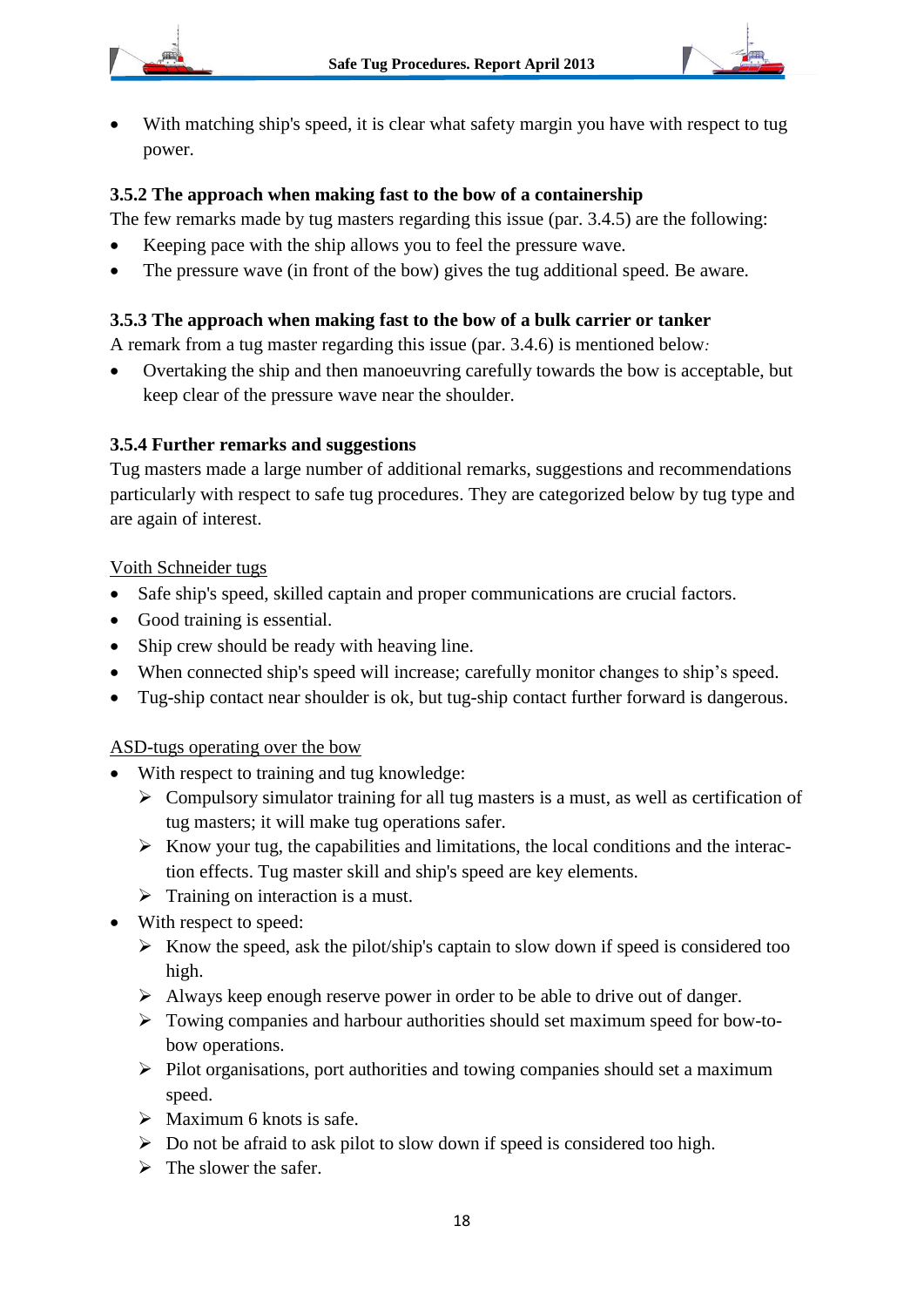- With matching ship's speed, it is clear what safety margin you have with respect to tug power.

### 3.5.2 The approach when making fast to the bow of a containership

The few remarks made by tug masters regarding this issue (par. 3.4.5) are the following:

- Keeping pace with the ship allows you to feel the pressure wave.
- The pressure wave (in front of the bow) gives the tug additional speed. Be aware.

### 3.5.3 The approach when making fast to the bow of a bulk carrier or tanker

A remark from a tug master regarding this issue (par. 3.4.6) is mentioned below*:*

- Overtaking the ship and then manoeuvring carefully towards the bow is acceptable, but keep clear of the pressure wave near the shoulder.

### 3.5.4 Further remarks and suggestions

Tug masters made a large number of additional remarks, suggestions and recommendations particularly with respect to safe tug procedures. They are categorized below by tug type and are again of interest.

<u>Voith Schneider tugs</u>

- Safe ship's speed, skilled captain and proper communications are crucial factors.
- Good training is essential.
- Ship crew should be ready with heaving line.
- When connected ship's speed will increase; carefully monitor changes to ship's speed.
- Tug-ship contact near shoulder is ok, but tug-ship contact further forward is dangerous.

<u>ASD-tugs operating over the bow</u>

- With respect to training and tug knowledge:
  - Compulsory simulator training for all tug masters is a must, as well as certification of tug masters; it will make tug operations safer.
  - Know your tug, the capabilities and limitations, the local conditions and the interaction effects. Tug master skill and ship's speed are key elements.
  - Training on interaction is a must.
- With respect to speed:
  - Know the speed, ask the pilot/ship's captain to slow down if speed is considered too high.
  - Always keep enough reserve power in order to be able to drive out of danger.
  - Towing companies and harbour authorities should set maximum speed for bow-to-bow operations.
  - Pilot organisations, port authorities and towing companies should set a maximum speed.
  - Maximum 6 knots is safe.
  - Do not be afraid to ask pilot to slow down if speed is considered too high.
  - The slower the safer.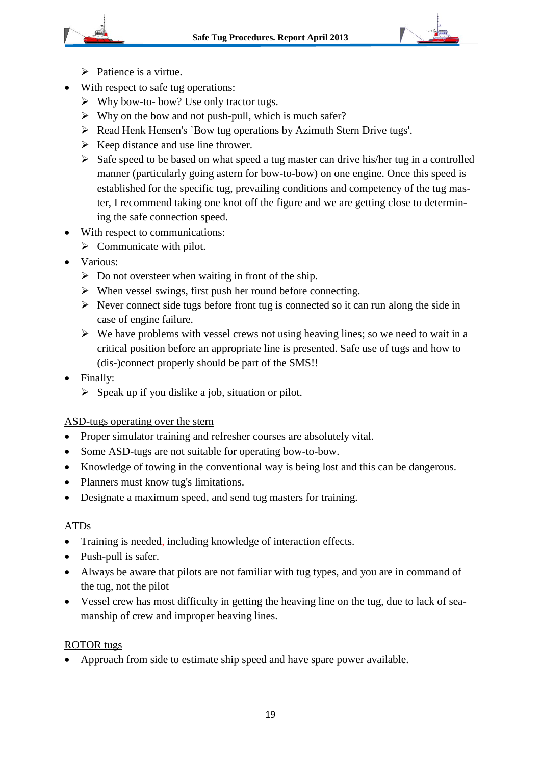- Patience is a virtue.
- With respect to safe tug operations:
  - Why bow-to- bow? Use only tractor tugs.
  - Why on the bow and not push-pull, which is much safer?
  - Read Henk Hensen's `Bow tug operations by Azimuth Stern Drive tugs'.
  - Keep distance and use line thrower.
  - Safe speed to be based on what speed a tug master can drive his/her tug in a controlled manner (particularly going astern for bow-to-bow) on one engine. Once this speed is established for the specific tug, prevailing conditions and competency of the tug master, I recommend taking one knot off the figure and we are getting close to determining the safe connection speed.
- With respect to communications:
  - Communicate with pilot.
- Various:
  - Do not oversteer when waiting in front of the ship.
  - When vessel swings, first push her round before connecting.
  - Never connect side tugs before front tug is connected so it can run along the side in case of engine failure.
  - We have problems with vessel crews not using heaving lines; so we need to wait in a critical position before an appropriate line is presented. Safe use of tugs and how to (dis-)connect properly should be part of the SMS!!
- Finally:
  - Speak up if you dislike a job, situation or pilot.

ASD-tugs operating over the stern

- Proper simulator training and refresher courses are absolutely vital.
- Some ASD-tugs are not suitable for operating bow-to-bow.
- Knowledge of towing in the conventional way is being lost and this can be dangerous.
- Planners must know tug's limitations.
- Designate a maximum speed, and send tug masters for training.

ATDs

- Training is needed, including knowledge of interaction effects.
- Push-pull is safer.
- Always be aware that pilots are not familiar with tug types, and you are in command of the tug, not the pilot
- Vessel crew has most difficulty in getting the heaving line on the tug, due to lack of seamanship of crew and improper heaving lines.

ROTOR tugs

- Approach from side to estimate ship speed and have spare power available.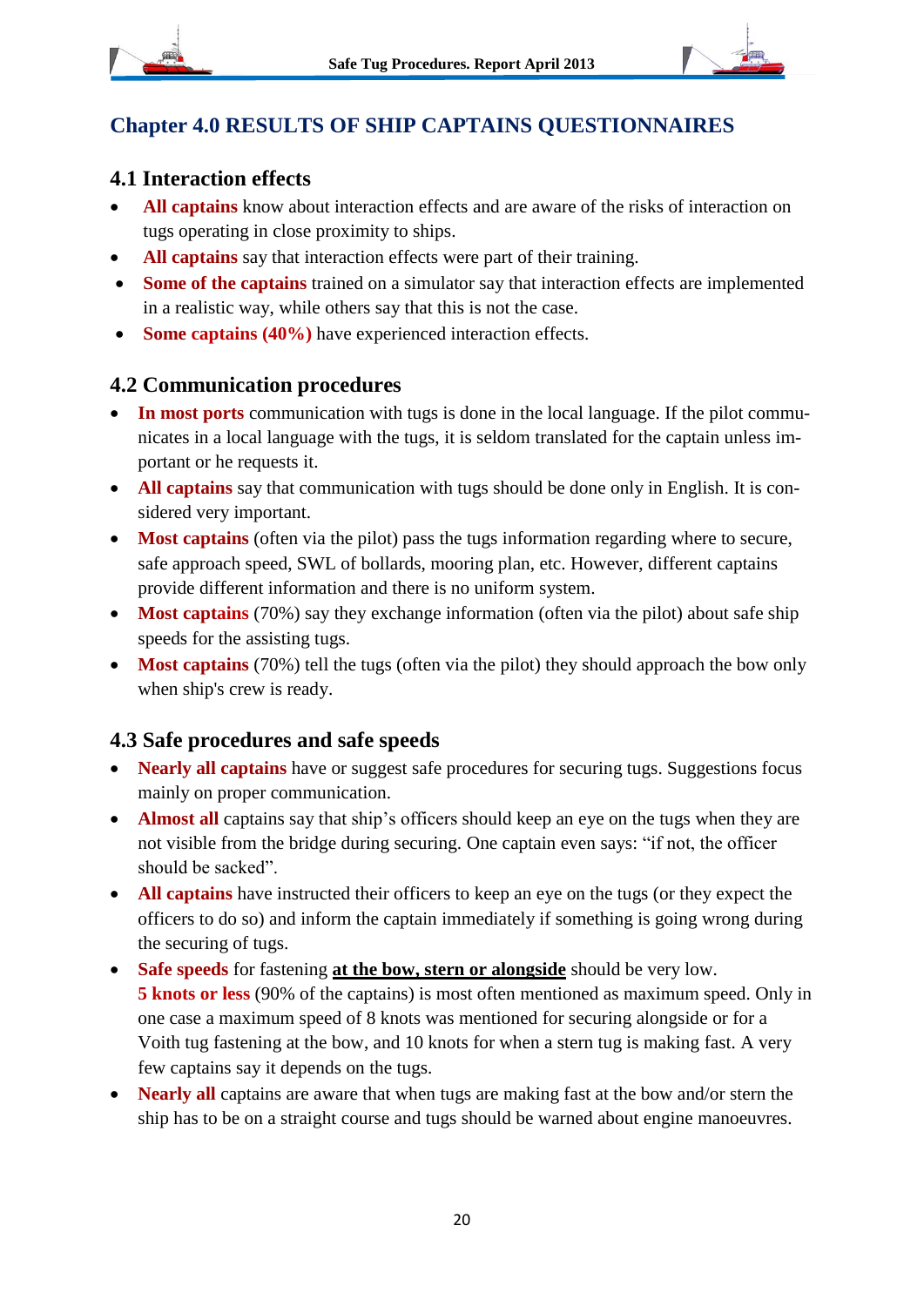## Chapter 4.0 RESULTS OF SHIP CAPTAINS QUESTIONNAIRES

### 4.1 Interaction effects

- **All captains** know about interaction effects and are aware of the risks of interaction on tugs operating in close proximity to ships.
- **All captains** say that interaction effects were part of their training.
- **Some of the captains** trained on a simulator say that interaction effects are implemented in a realistic way, while others say that this is not the case.
- **Some captains (40%)** have experienced interaction effects.

### 4.2 Communication procedures

- **In most ports** communication with tugs is done in the local language. If the pilot communicates in a local language with the tugs, it is seldom translated for the captain unless important or he requests it.
- **All captains** say that communication with tugs should be done only in English. It is considered very important.
- **Most captains** (often via the pilot) pass the tugs information regarding where to secure, safe approach speed, SWL of bollards, mooring plan, etc. However, different captains provide different information and there is no uniform system.
- **Most captains** (70%) say they exchange information (often via the pilot) about safe ship speeds for the assisting tugs.
- **Most captains** (70%) tell the tugs (often via the pilot) they should approach the bow only when ship's crew is ready.

### 4.3 Safe procedures and safe speeds

- **Nearly all captains** have or suggest safe procedures for securing tugs. Suggestions focus mainly on proper communication.
- **Almost all** captains say that ship's officers should keep an eye on the tugs when they are not visible from the bridge during securing. One captain even says: "if not, the officer should be sacked".
- **All captains** have instructed their officers to keep an eye on the tugs (or they expect the officers to do so) and inform the captain immediately if something is going wrong during the securing of tugs.
- **Safe speeds** for fastening <u>**at the bow, stern or alongside**</u> should be very low. **5 knots or less** (90% of the captains) is most often mentioned as maximum speed. Only in one case a maximum speed of 8 knots was mentioned for securing alongside or for a Voith tug fastening at the bow, and 10 knots for when a stern tug is making fast. A very few captains say it depends on the tugs.
- **Nearly all** captains are aware that when tugs are making fast at the bow and/or stern the ship has to be on a straight course and tugs should be warned about engine manoeuvres.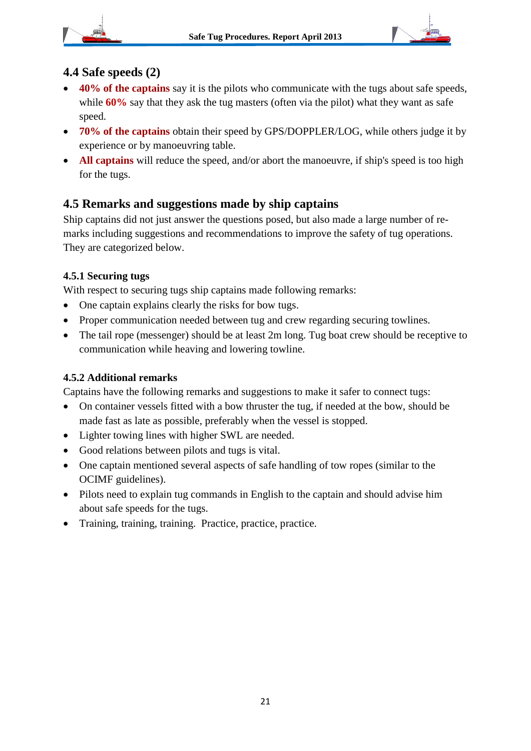## 4.4 Safe speeds (2)

- **40% of the captains** say it is the pilots who communicate with the tugs about safe speeds, while **60%** say that they ask the tug masters (often via the pilot) what they want as safe speed.
- **70% of the captains** obtain their speed by GPS/DOPPLER/LOG, while others judge it by experience or by manoeuvring table.
- **All captains** will reduce the speed, and/or abort the manoeuvre, if ship's speed is too high for the tugs.

## 4.5 Remarks and suggestions made by ship captains

Ship captains did not just answer the questions posed, but also made a large number of remarks including suggestions and recommendations to improve the safety of tug operations. They are categorized below.

### 4.5.1 Securing tugs

With respect to securing tugs ship captains made following remarks:

- One captain explains clearly the risks for bow tugs.
- Proper communication needed between tug and crew regarding securing towlines.
- The tail rope (messenger) should be at least 2m long. Tug boat crew should be receptive to communication while heaving and lowering towline.

### 4.5.2 Additional remarks

Captains have the following remarks and suggestions to make it safer to connect tugs:

- On container vessels fitted with a bow thruster the tug, if needed at the bow, should be made fast as late as possible, preferably when the vessel is stopped.
- Lighter towing lines with higher SWL are needed.
- Good relations between pilots and tugs is vital.
- One captain mentioned several aspects of safe handling of tow ropes (similar to the OCIMF guidelines).
- Pilots need to explain tug commands in English to the captain and should advise him about safe speeds for the tugs.
- Training, training, training. Practice, practice, practice.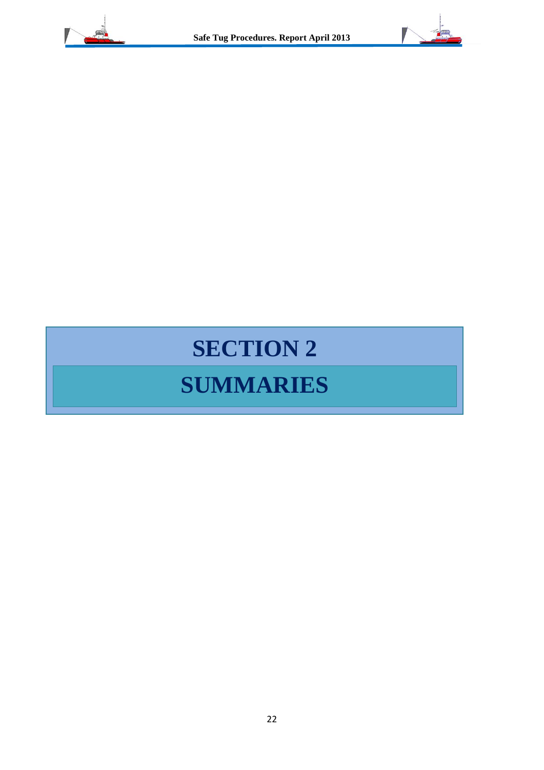# SECTION 2

# SUMMARIES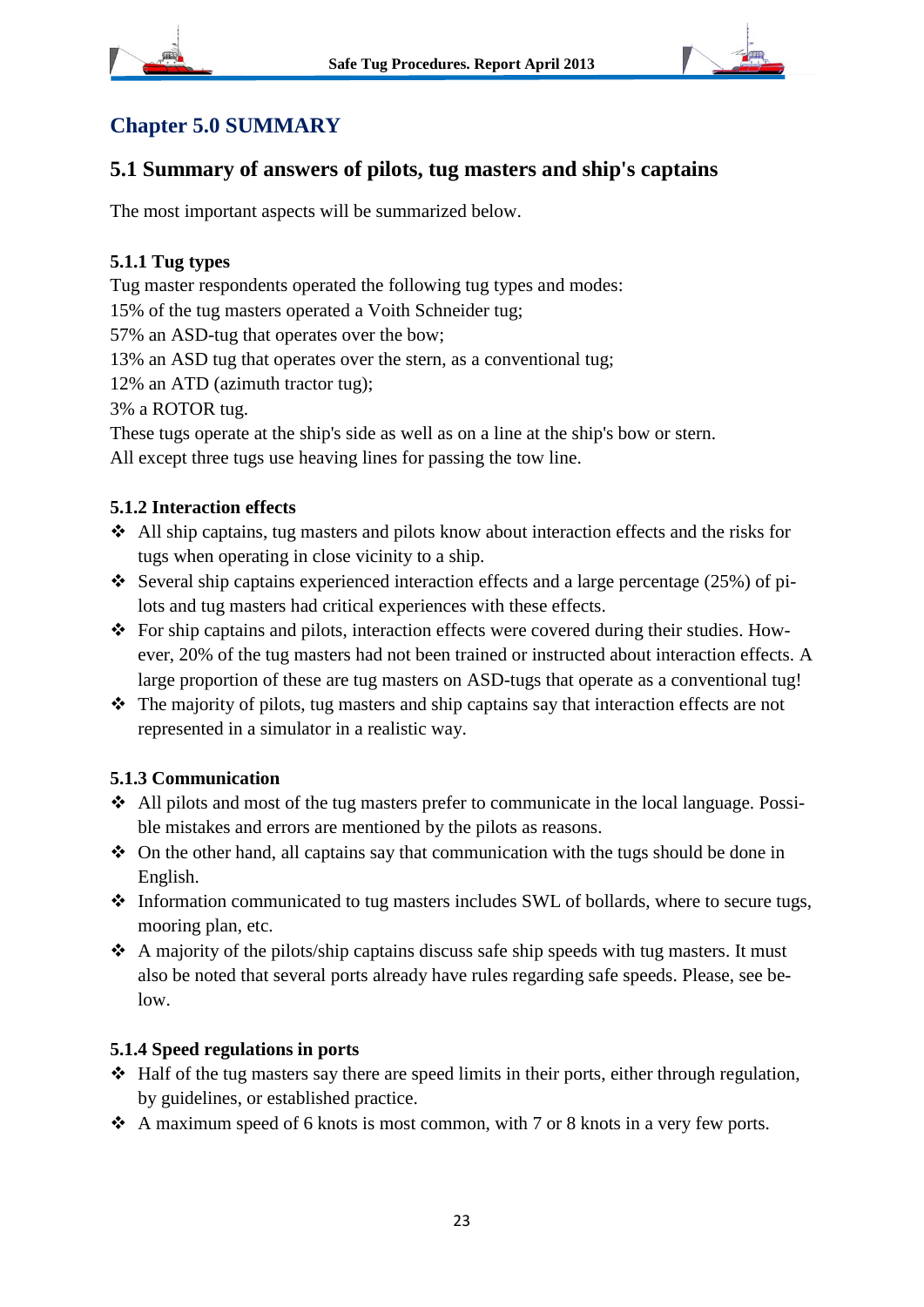# Chapter 5.0 SUMMARY

## 5.1 Summary of answers of pilots, tug masters and ship's captains

The most important aspects will be summarized below.

### 5.1.1 Tug types

Tug master respondents operated the following tug types and modes:
15% of the tug masters operated a Voith Schneider tug;
57% an ASD-tug that operates over the bow;
13% an ASD tug that operates over the stern, as a conventional tug;
12% an ATD (azimuth tractor tug);
3% a ROTOR tug.
These tugs operate at the ship's side as well as on a line at the ship's bow or stern.
All except three tugs use heaving lines for passing the tow line.

### 5.1.2 Interaction effects

- All ship captains, tug masters and pilots know about interaction effects and the risks for tugs when operating in close vicinity to a ship.
- Several ship captains experienced interaction effects and a large percentage (25%) of pilots and tug masters had critical experiences with these effects.
- For ship captains and pilots, interaction effects were covered during their studies. However, 20% of the tug masters had not been trained or instructed about interaction effects. A large proportion of these are tug masters on ASD-tugs that operate as a conventional tug!
- The majority of pilots, tug masters and ship captains say that interaction effects are not represented in a simulator in a realistic way.

### 5.1.3 Communication

- All pilots and most of the tug masters prefer to communicate in the local language. Possible mistakes and errors are mentioned by the pilots as reasons.
- On the other hand, all captains say that communication with the tugs should be done in English.
- Information communicated to tug masters includes SWL of bollards, where to secure tugs, mooring plan, etc.
- A majority of the pilots/ship captains discuss safe ship speeds with tug masters. It must also be noted that several ports already have rules regarding safe speeds. Please, see below.

### 5.1.4 Speed regulations in ports

- Half of the tug masters say there are speed limits in their ports, either through regulation, by guidelines, or established practice.
- A maximum speed of 6 knots is most common, with 7 or 8 knots in a very few ports.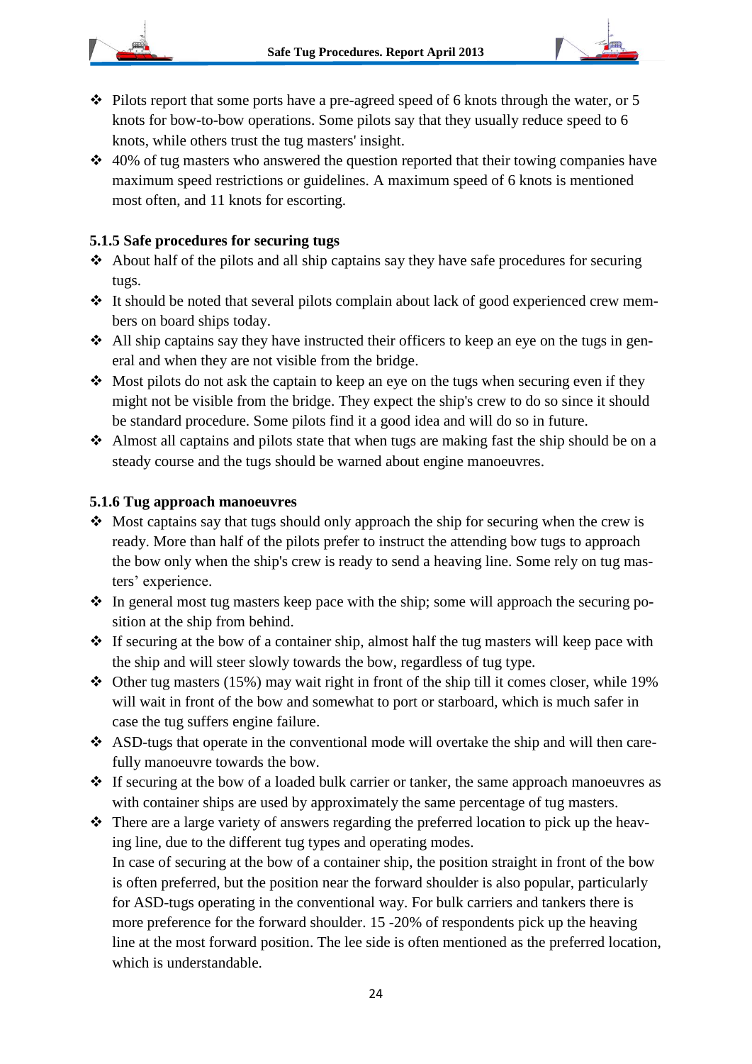- Pilots report that some ports have a pre-agreed speed of 6 knots through the water, or 5 knots for bow-to-bow operations. Some pilots say that they usually reduce speed to 6 knots, while others trust the tug masters' insight.
- 40% of tug masters who answered the question reported that their towing companies have maximum speed restrictions or guidelines. A maximum speed of 6 knots is mentioned most often, and 11 knots for escorting.

### 5.1.5 Safe procedures for securing tugs

- About half of the pilots and all ship captains say they have safe procedures for securing tugs.
- It should be noted that several pilots complain about lack of good experienced crew members on board ships today.
- All ship captains say they have instructed their officers to keep an eye on the tugs in general and when they are not visible from the bridge.
- Most pilots do not ask the captain to keep an eye on the tugs when securing even if they might not be visible from the bridge. They expect the ship's crew to do so since it should be standard procedure. Some pilots find it a good idea and will do so in future.
- Almost all captains and pilots state that when tugs are making fast the ship should be on a steady course and the tugs should be warned about engine manoeuvres.

### 5.1.6 Tug approach manoeuvres

- Most captains say that tugs should only approach the ship for securing when the crew is ready. More than half of the pilots prefer to instruct the attending bow tugs to approach the bow only when the ship's crew is ready to send a heaving line. Some rely on tug masters' experience.
- In general most tug masters keep pace with the ship; some will approach the securing position at the ship from behind.
- If securing at the bow of a container ship, almost half the tug masters will keep pace with the ship and will steer slowly towards the bow, regardless of tug type.
- Other tug masters (15%) may wait right in front of the ship till it comes closer, while 19% will wait in front of the bow and somewhat to port or starboard, which is much safer in case the tug suffers engine failure.
- ASD-tugs that operate in the conventional mode will overtake the ship and will then carefully manoeuvre towards the bow.
- If securing at the bow of a loaded bulk carrier or tanker, the same approach manoeuvres as with container ships are used by approximately the same percentage of tug masters.
- There are a large variety of answers regarding the preferred location to pick up the heaving line, due to the different tug types and operating modes.

  In case of securing at the bow of a container ship, the position straight in front of the bow is often preferred, but the position near the forward shoulder is also popular, particularly for ASD-tugs operating in the conventional way. For bulk carriers and tankers there is more preference for the forward shoulder. 15 -20% of respondents pick up the heaving line at the most forward position. The lee side is often mentioned as the preferred location, which is understandable.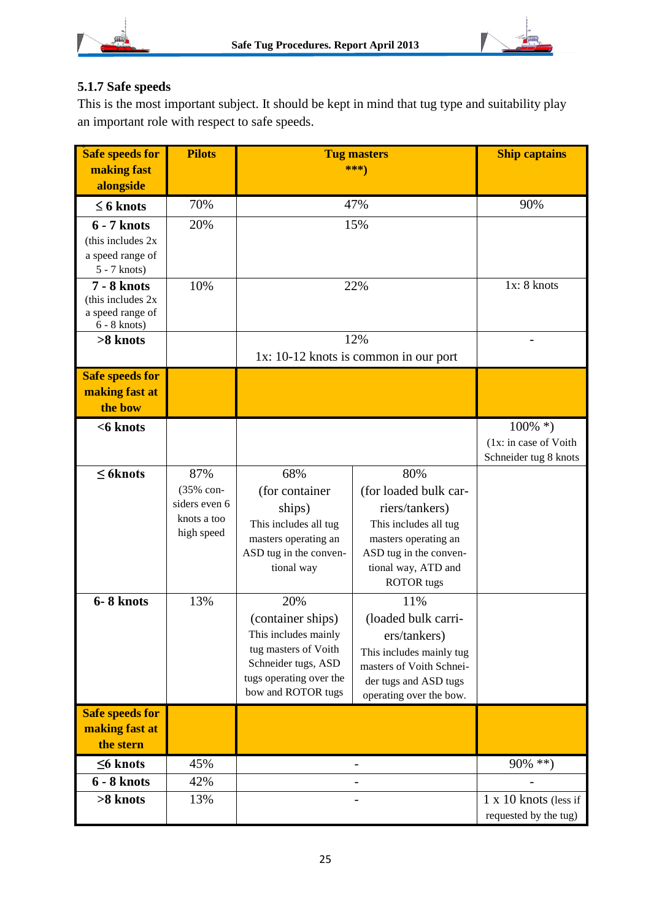### 5.1.7 Safe speeds

This is the most important subject. It should be kept in mind that tug type and suitability play an important role with respect to safe speeds.

| Safe speeds for making fast alongside | Pilots | Tug masters ***) | | Ship captains |
|---|---|---|---|---|
| ≤ 6 knots | 70% | 47% | | 90% |
| 6 - 7 knots (this includes 2x a speed range of 5 - 7 knots) | 20% | 15% | | |
| 7 - 8 knots (this includes 2x a speed range of 6 - 8 knots) | 10% | 22% | | 1x: 8 knots |
| >8 knots | | 12% 1x: 10-12 knots is common in our port | | - |
| **Safe speeds for making fast at the bow** | | | | |
| <6 knots | | | | 100% *) (1x: in case of Voith Schneider tug 8 knots |
| ≤ 6knots | 87% (35% considers even 6 knots a too high speed | 68% (for container ships) This includes all tug masters operating an ASD tug in the conventional way | 80% (for loaded bulk carriers/tankers) This includes all tug masters operating an ASD tug in the conventional way, ATD and ROTOR tugs | |
| 6- 8 knots | 13% | 20% (container ships) This includes mainly tug masters of Voith Schneider tugs, ASD tugs operating over the bow and ROTOR tugs | 11% (loaded bulk carriers/tankers) This includes mainly tug masters of Voith Schneider tugs and ASD tugs operating over the bow. | |
| **Safe speeds for making fast at the stern** | | | | |
| ≤6 knots | 45% | - | | 90% **) |
| 6 - 8 knots | 42% | - | | - |
| >8 knots | 13% | - | | 1 x 10 knots (less if requested by the tug) |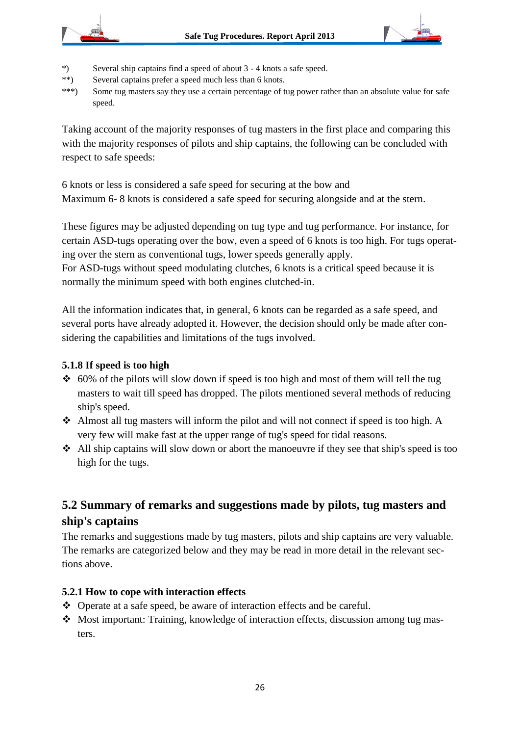*) Several ship captains find a speed of about 3 - 4 knots a safe speed.

**) Several captains prefer a speed much less than 6 knots.

***) Some tug masters say they use a certain percentage of tug power rather than an absolute value for safe speed.

Taking account of the majority responses of tug masters in the first place and comparing this with the majority responses of pilots and ship captains, the following can be concluded with respect to safe speeds:

6 knots or less is considered a safe speed for securing at the bow and
Maximum 6- 8 knots is considered a safe speed for securing alongside and at the stern.

These figures may be adjusted depending on tug type and tug performance. For instance, for certain ASD-tugs operating over the bow, even a speed of 6 knots is too high. For tugs operating over the stern as conventional tugs, lower speeds generally apply.
For ASD-tugs without speed modulating clutches, 6 knots is a critical speed because it is normally the minimum speed with both engines clutched-in.

All the information indicates that, in general, 6 knots can be regarded as a safe speed, and several ports have already adopted it. However, the decision should only be made after considering the capabilities and limitations of the tugs involved.

#### 5.1.8 If speed is too high

- ❖ 60% of the pilots will slow down if speed is too high and most of them will tell the tug masters to wait till speed has dropped. The pilots mentioned several methods of reducing ship's speed.
- ❖ Almost all tug masters will inform the pilot and will not connect if speed is too high. A very few will make fast at the upper range of tug's speed for tidal reasons.
- ❖ All ship captains will slow down or abort the manoeuvre if they see that ship's speed is too high for the tugs.

## 5.2 Summary of remarks and suggestions made by pilots, tug masters and ship's captains

The remarks and suggestions made by tug masters, pilots and ship captains are very valuable. The remarks are categorized below and they may be read in more detail in the relevant sections above.

#### 5.2.1 How to cope with interaction effects

- ❖ Operate at a safe speed, be aware of interaction effects and be careful.
- ❖ Most important: Training, knowledge of interaction effects, discussion among tug masters.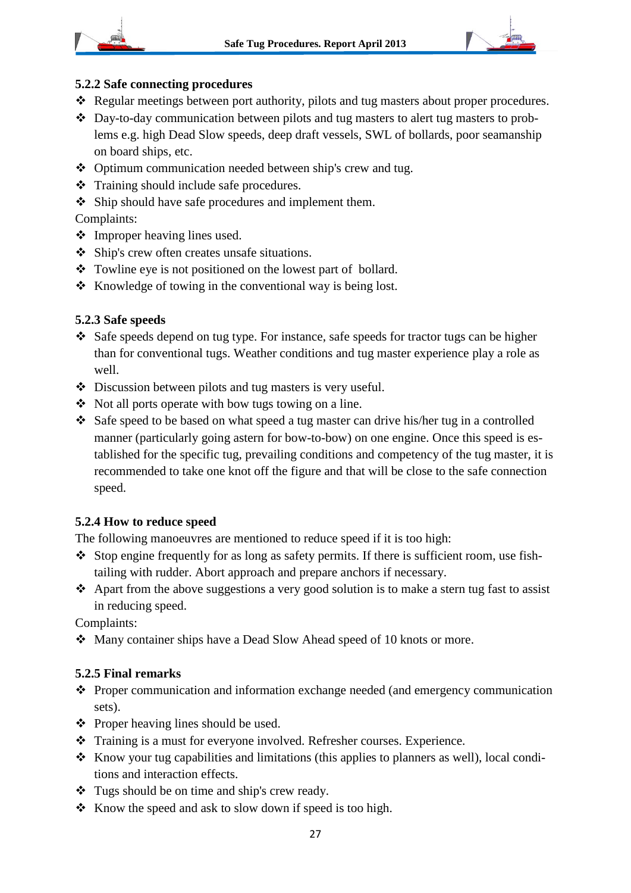### 5.2.2 Safe connecting procedures

- Regular meetings between port authority, pilots and tug masters about proper procedures.
- Day-to-day communication between pilots and tug masters to alert tug masters to problems e.g. high Dead Slow speeds, deep draft vessels, SWL of bollards, poor seamanship on board ships, etc.
- Optimum communication needed between ship's crew and tug.
- Training should include safe procedures.
- Ship should have safe procedures and implement them.

Complaints:

- Improper heaving lines used.
- Ship's crew often creates unsafe situations.
- Towline eye is not positioned on the lowest part of bollard.
- Knowledge of towing in the conventional way is being lost.

### 5.2.3 Safe speeds

- Safe speeds depend on tug type. For instance, safe speeds for tractor tugs can be higher than for conventional tugs. Weather conditions and tug master experience play a role as well.
- Discussion between pilots and tug masters is very useful.
- Not all ports operate with bow tugs towing on a line.
- Safe speed to be based on what speed a tug master can drive his/her tug in a controlled manner (particularly going astern for bow-to-bow) on one engine. Once this speed is established for the specific tug, prevailing conditions and competency of the tug master, it is recommended to take one knot off the figure and that will be close to the safe connection speed.

### 5.2.4 How to reduce speed

The following manoeuvres are mentioned to reduce speed if it is too high:

- Stop engine frequently for as long as safety permits. If there is sufficient room, use fishtailing with rudder. Abort approach and prepare anchors if necessary.
- Apart from the above suggestions a very good solution is to make a stern tug fast to assist in reducing speed.

Complaints:

- Many container ships have a Dead Slow Ahead speed of 10 knots or more.

### 5.2.5 Final remarks

- Proper communication and information exchange needed (and emergency communication sets).
- Proper heaving lines should be used.
- Training is a must for everyone involved. Refresher courses. Experience.
- Know your tug capabilities and limitations (this applies to planners as well), local conditions and interaction effects.
- Tugs should be on time and ship's crew ready.
- Know the speed and ask to slow down if speed is too high.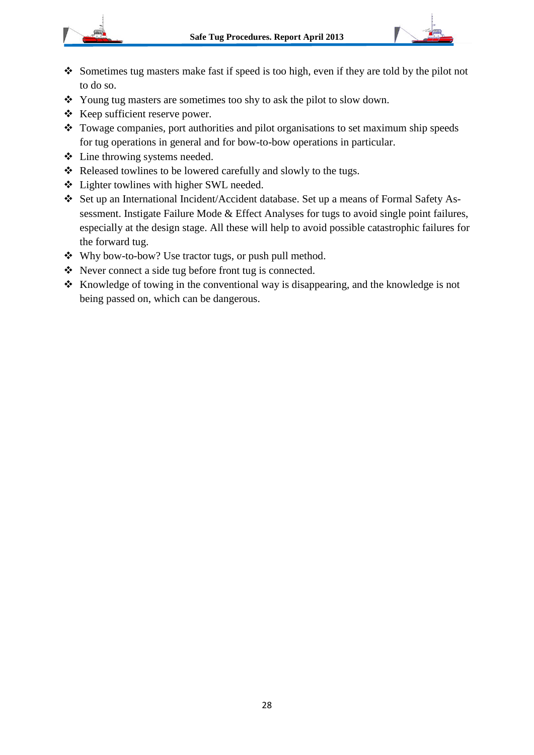- Sometimes tug masters make fast if speed is too high, even if they are told by the pilot not to do so.
- Young tug masters are sometimes too shy to ask the pilot to slow down.
- Keep sufficient reserve power.
- Towage companies, port authorities and pilot organisations to set maximum ship speeds for tug operations in general and for bow-to-bow operations in particular.
- Line throwing systems needed.
- Released towlines to be lowered carefully and slowly to the tugs.
- Lighter towlines with higher SWL needed.
- Set up an International Incident/Accident database. Set up a means of Formal Safety Assessment. Instigate Failure Mode & Effect Analyses for tugs to avoid single point failures, especially at the design stage. All these will help to avoid possible catastrophic failures for the forward tug.
- Why bow-to-bow? Use tractor tugs, or push pull method.
- Never connect a side tug before front tug is connected.
- Knowledge of towing in the conventional way is disappearing, and the knowledge is not being passed on, which can be dangerous.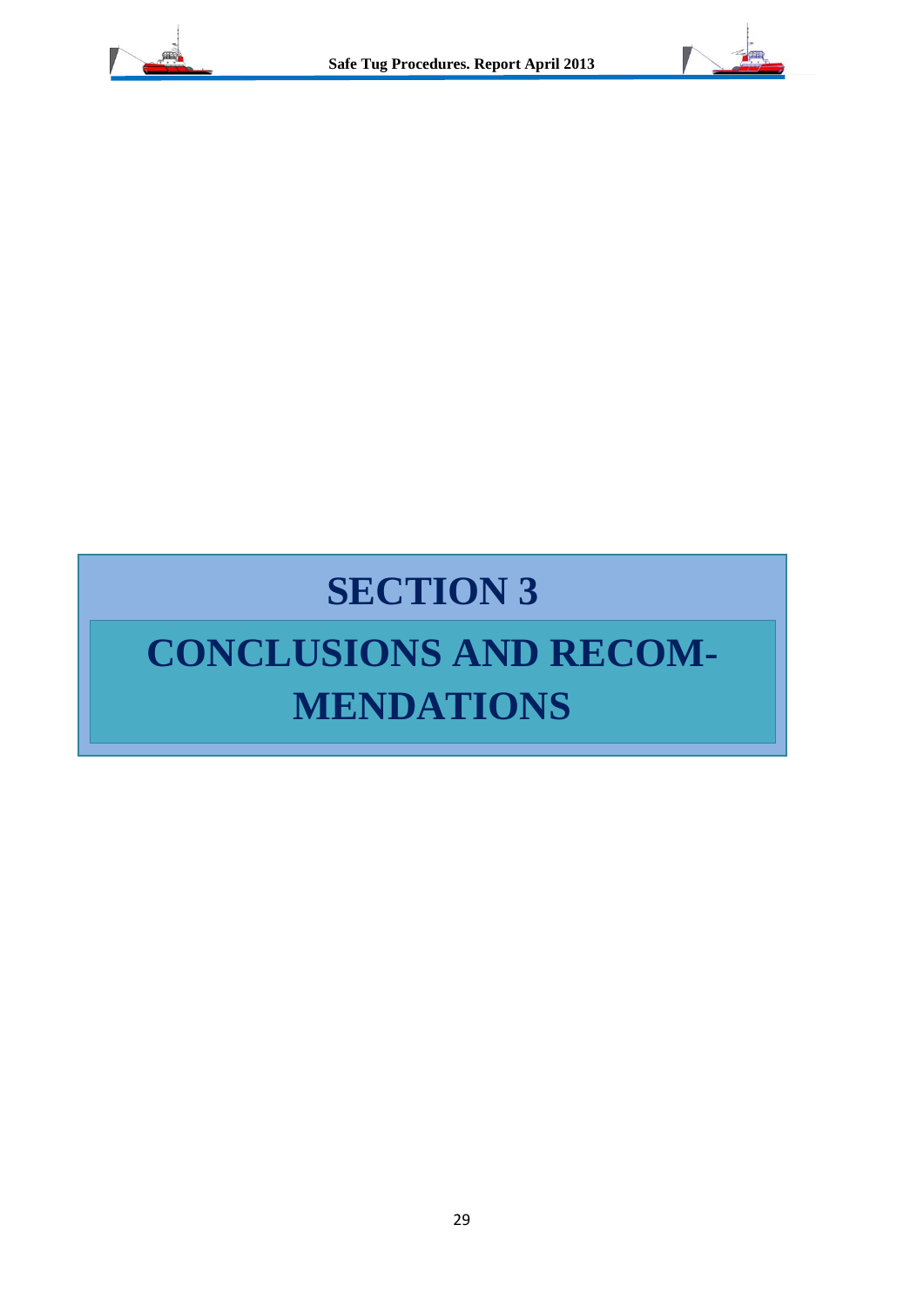# SECTION 3

# CONCLUSIONS AND RECOMMENDATIONS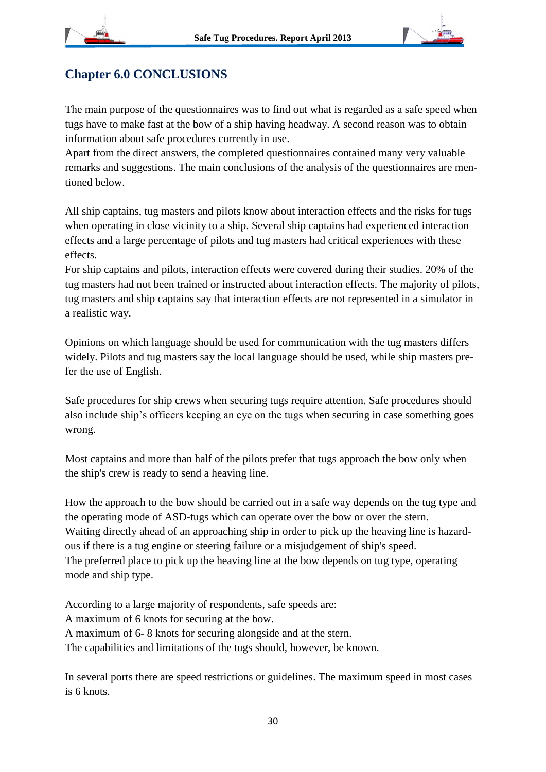## Chapter 6.0 CONCLUSIONS

The main purpose of the questionnaires was to find out what is regarded as a safe speed when tugs have to make fast at the bow of a ship having headway. A second reason was to obtain information about safe procedures currently in use.
Apart from the direct answers, the completed questionnaires contained many very valuable remarks and suggestions. The main conclusions of the analysis of the questionnaires are mentioned below.

All ship captains, tug masters and pilots know about interaction effects and the risks for tugs when operating in close vicinity to a ship. Several ship captains had experienced interaction effects and a large percentage of pilots and tug masters had critical experiences with these effects.
For ship captains and pilots, interaction effects were covered during their studies. 20% of the tug masters had not been trained or instructed about interaction effects. The majority of pilots, tug masters and ship captains say that interaction effects are not represented in a simulator in a realistic way.

Opinions on which language should be used for communication with the tug masters differs widely. Pilots and tug masters say the local language should be used, while ship masters prefer the use of English.

Safe procedures for ship crews when securing tugs require attention. Safe procedures should also include ship's officers keeping an eye on the tugs when securing in case something goes wrong.

Most captains and more than half of the pilots prefer that tugs approach the bow only when the ship's crew is ready to send a heaving line.

How the approach to the bow should be carried out in a safe way depends on the tug type and the operating mode of ASD-tugs which can operate over the bow or over the stern.
Waiting directly ahead of an approaching ship in order to pick up the heaving line is hazardous if there is a tug engine or steering failure or a misjudgement of ship's speed.
The preferred place to pick up the heaving line at the bow depends on tug type, operating mode and ship type.

According to a large majority of respondents, safe speeds are:
A maximum of 6 knots for securing at the bow.
A maximum of 6- 8 knots for securing alongside and at the stern.
The capabilities and limitations of the tugs should, however, be known.

In several ports there are speed restrictions or guidelines. The maximum speed in most cases is 6 knots.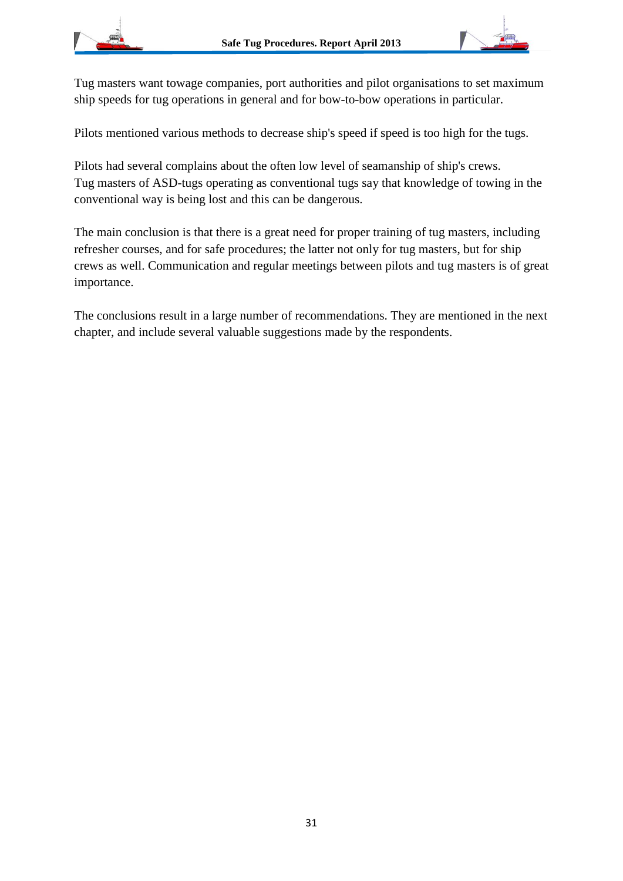Tug masters want towage companies, port authorities and pilot organisations to set maximum ship speeds for tug operations in general and for bow-to-bow operations in particular.

Pilots mentioned various methods to decrease ship's speed if speed is too high for the tugs.

Pilots had several complains about the often low level of seamanship of ship's crews.
Tug masters of ASD-tugs operating as conventional tugs say that knowledge of towing in the conventional way is being lost and this can be dangerous.

The main conclusion is that there is a great need for proper training of tug masters, including refresher courses, and for safe procedures; the latter not only for tug masters, but for ship crews as well. Communication and regular meetings between pilots and tug masters is of great importance.

The conclusions result in a large number of recommendations. They are mentioned in the next chapter, and include several valuable suggestions made by the respondents.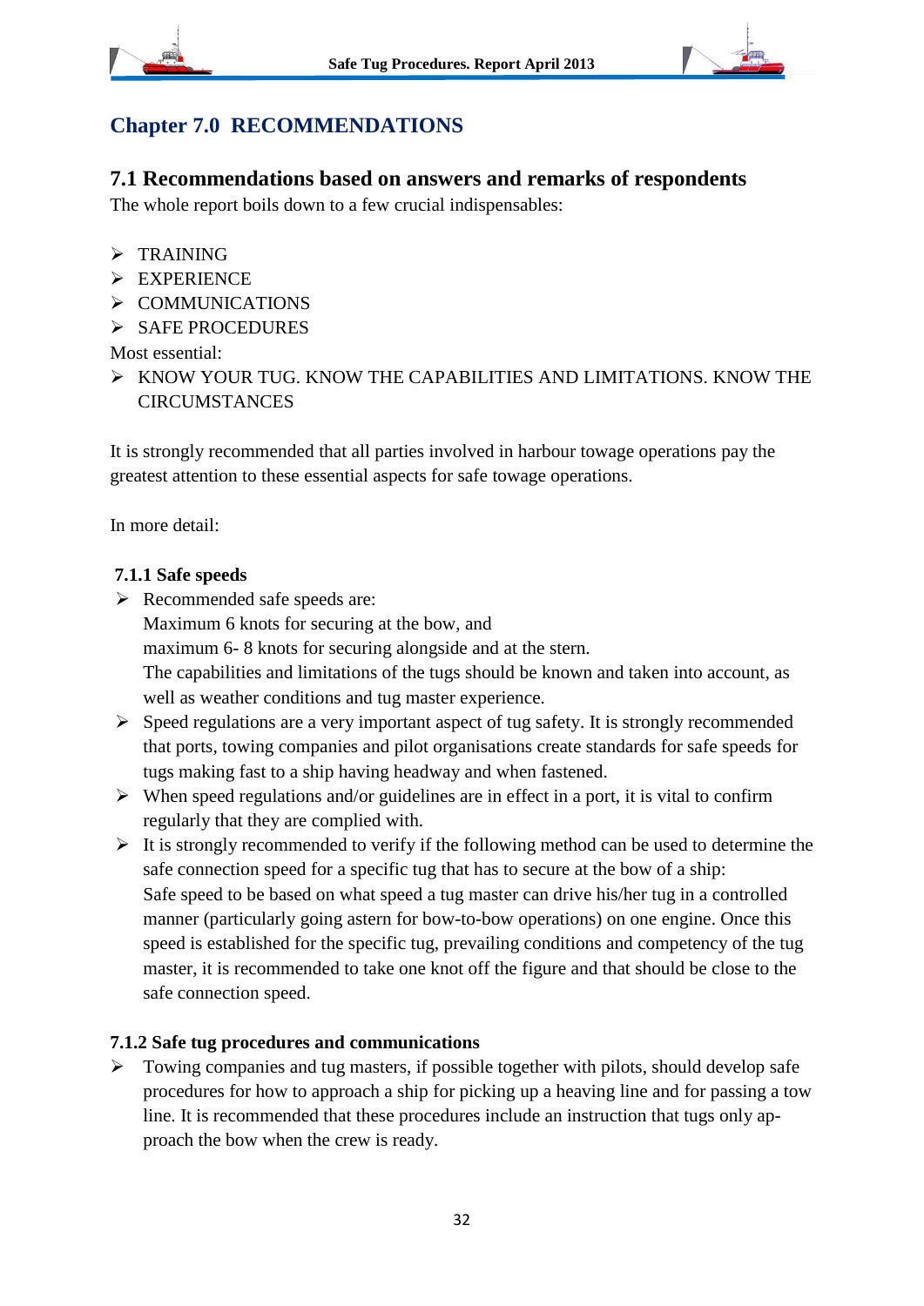# Chapter 7.0 RECOMMENDATIONS

## 7.1 Recommendations based on answers and remarks of respondents

The whole report boils down to a few crucial indispensables:

- TRAINING
- EXPERIENCE
- COMMUNICATIONS
- SAFE PROCEDURES

Most essential:

- KNOW YOUR TUG. KNOW THE CAPABILITIES AND LIMITATIONS. KNOW THE CIRCUMSTANCES

It is strongly recommended that all parties involved in harbour towage operations pay the greatest attention to these essential aspects for safe towage operations.

In more detail:

### 7.1.1 Safe speeds

- Recommended safe speeds are:
  Maximum 6 knots for securing at the bow, and
  maximum 6- 8 knots for securing alongside and at the stern.
  The capabilities and limitations of the tugs should be known and taken into account, as well as weather conditions and tug master experience.
- Speed regulations are a very important aspect of tug safety. It is strongly recommended that ports, towing companies and pilot organisations create standards for safe speeds for tugs making fast to a ship having headway and when fastened.
- When speed regulations and/or guidelines are in effect in a port, it is vital to confirm regularly that they are complied with.
- It is strongly recommended to verify if the following method can be used to determine the safe connection speed for a specific tug that has to secure at the bow of a ship:
  Safe speed to be based on what speed a tug master can drive his/her tug in a controlled manner (particularly going astern for bow-to-bow operations) on one engine. Once this speed is established for the specific tug, prevailing conditions and competency of the tug master, it is recommended to take one knot off the figure and that should be close to the safe connection speed.

### 7.1.2 Safe tug procedures and communications

- Towing companies and tug masters, if possible together with pilots, should develop safe procedures for how to approach a ship for picking up a heaving line and for passing a tow line. It is recommended that these procedures include an instruction that tugs only approach the bow when the crew is ready.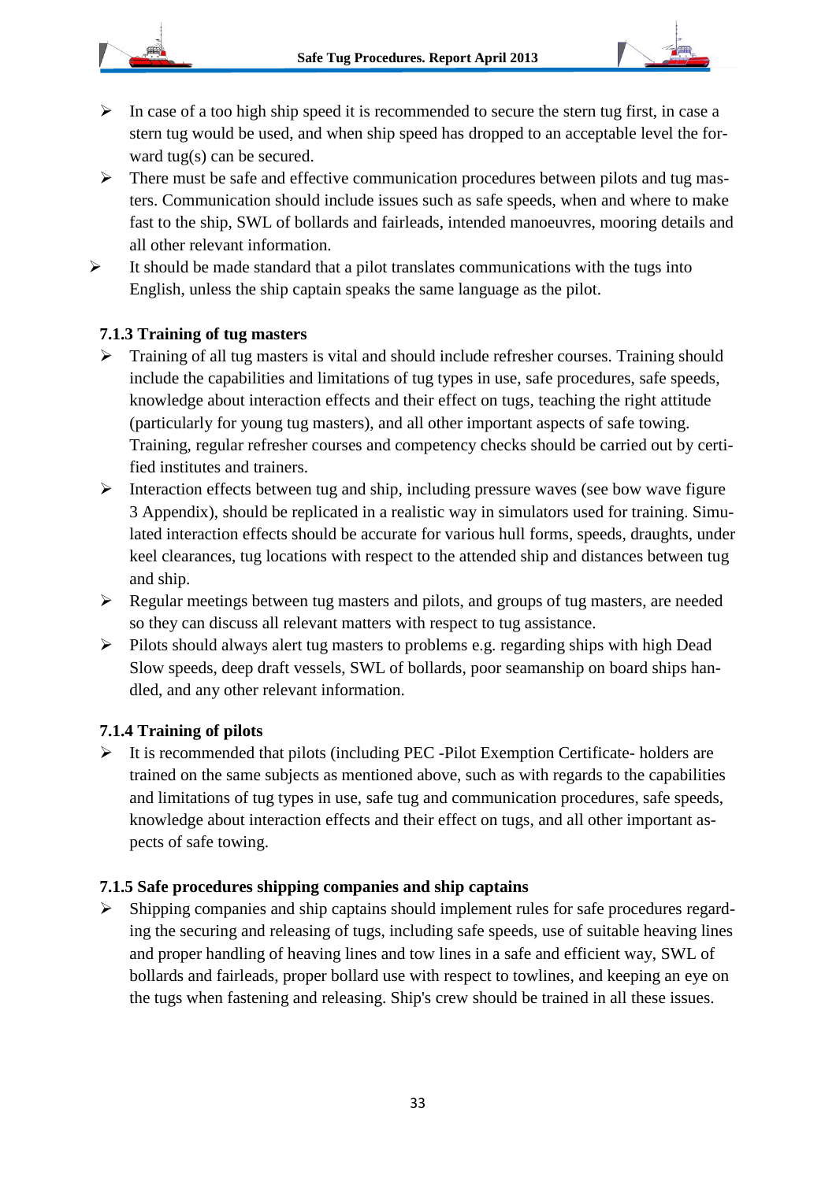- In case of a too high ship speed it is recommended to secure the stern tug first, in case a stern tug would be used, and when ship speed has dropped to an acceptable level the forward tug(s) can be secured.
- There must be safe and effective communication procedures between pilots and tug masters. Communication should include issues such as safe speeds, when and where to make fast to the ship, SWL of bollards and fairleads, intended manoeuvres, mooring details and all other relevant information.
- It should be made standard that a pilot translates communications with the tugs into English, unless the ship captain speaks the same language as the pilot.

### 7.1.3 Training of tug masters

- Training of all tug masters is vital and should include refresher courses. Training should include the capabilities and limitations of tug types in use, safe procedures, safe speeds, knowledge about interaction effects and their effect on tugs, teaching the right attitude (particularly for young tug masters), and all other important aspects of safe towing. Training, regular refresher courses and competency checks should be carried out by certified institutes and trainers.
- Interaction effects between tug and ship, including pressure waves (see bow wave figure 3 Appendix), should be replicated in a realistic way in simulators used for training. Simulated interaction effects should be accurate for various hull forms, speeds, draughts, under keel clearances, tug locations with respect to the attended ship and distances between tug and ship.
- Regular meetings between tug masters and pilots, and groups of tug masters, are needed so they can discuss all relevant matters with respect to tug assistance.
- Pilots should always alert tug masters to problems e.g. regarding ships with high Dead Slow speeds, deep draft vessels, SWL of bollards, poor seamanship on board ships handled, and any other relevant information.

### 7.1.4 Training of pilots

- It is recommended that pilots (including PEC -Pilot Exemption Certificate- holders are trained on the same subjects as mentioned above, such as with regards to the capabilities and limitations of tug types in use, safe tug and communication procedures, safe speeds, knowledge about interaction effects and their effect on tugs, and all other important aspects of safe towing.

### 7.1.5 Safe procedures shipping companies and ship captains

- Shipping companies and ship captains should implement rules for safe procedures regarding the securing and releasing of tugs, including safe speeds, use of suitable heaving lines and proper handling of heaving lines and tow lines in a safe and efficient way, SWL of bollards and fairleads, proper bollard use with respect to towlines, and keeping an eye on the tugs when fastening and releasing. Ship's crew should be trained in all these issues.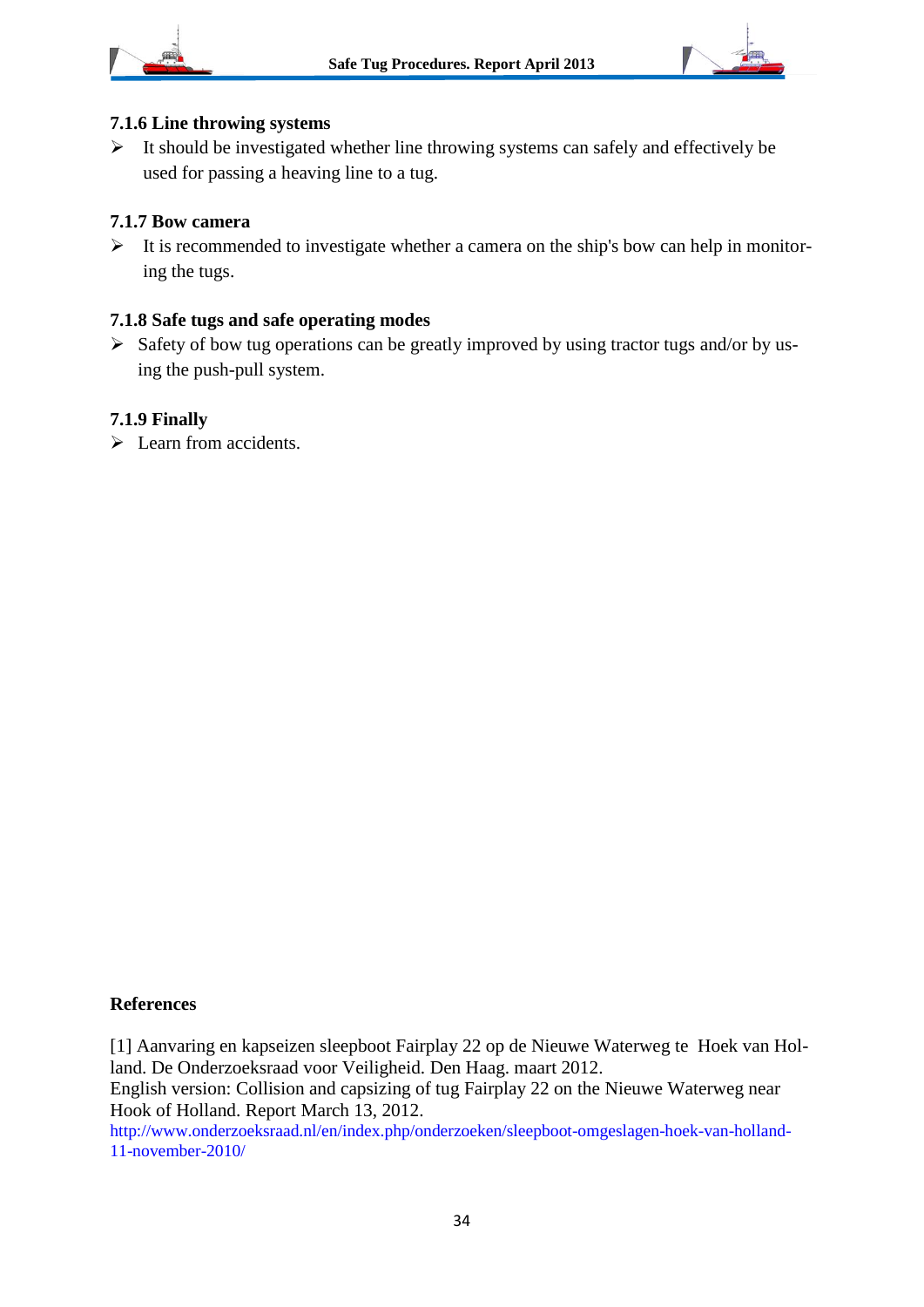### 7.1.6 Line throwing systems

- It should be investigated whether line throwing systems can safely and effectively be used for passing a heaving line to a tug.

### 7.1.7 Bow camera

- It is recommended to investigate whether a camera on the ship's bow can help in monitoring the tugs.

### 7.1.8 Safe tugs and safe operating modes

- Safety of bow tug operations can be greatly improved by using tractor tugs and/or by using the push-pull system.

### 7.1.9 Finally

- Learn from accidents.

## References

[1] Aanvaring en kapseizen sleepboot Fairplay 22 op de Nieuwe Waterweg te Hoek van Holland. De Onderzoeksraad voor Veiligheid. Den Haag. maart 2012.
English version: Collision and capsizing of tug Fairplay 22 on the Nieuwe Waterweg near Hook of Holland. Report March 13, 2012.
http://www.onderzoeksraad.nl/en/index.php/onderzoeken/sleepboot-omgeslagen-hoek-van-holland-11-november-2010/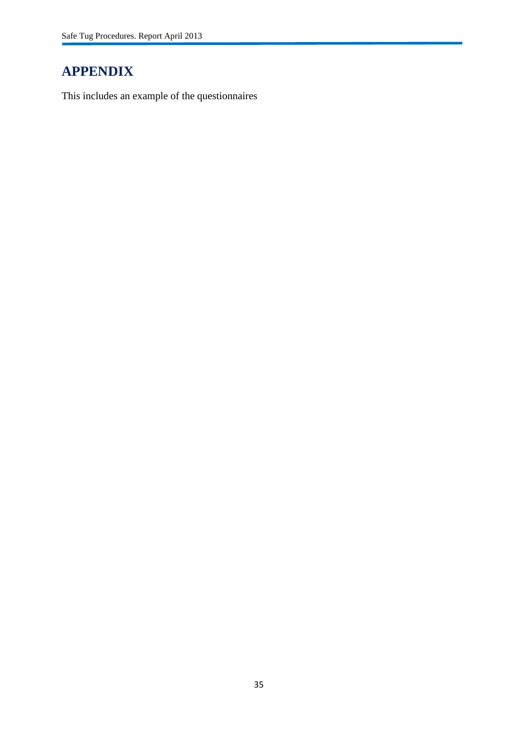# APPENDIX

This includes an example of the questionnaires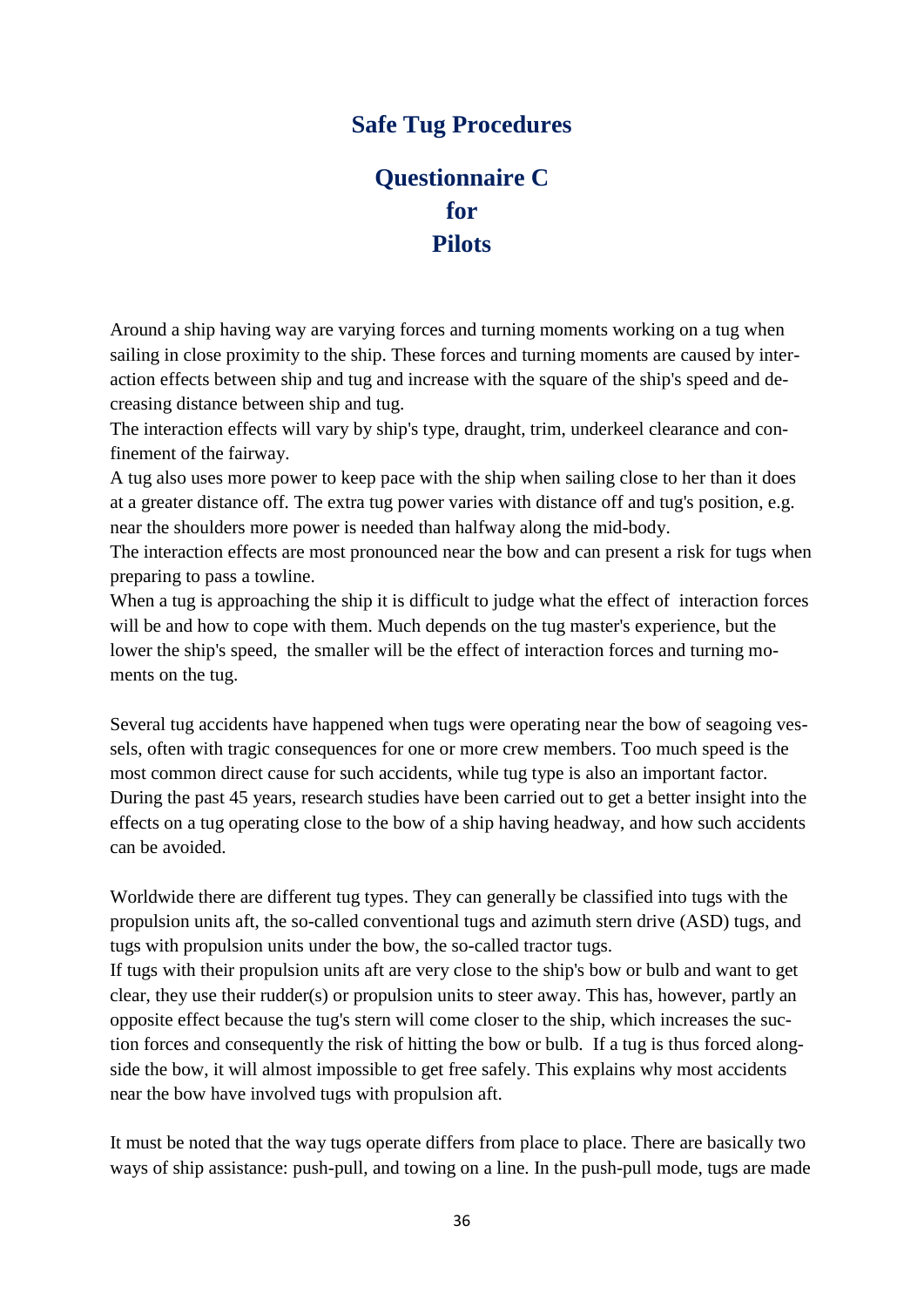# Safe Tug Procedures

## Questionnaire C for Pilots

Around a ship having way are varying forces and turning moments working on a tug when sailing in close proximity to the ship. These forces and turning moments are caused by interaction effects between ship and tug and increase with the square of the ship's speed and decreasing distance between ship and tug.

The interaction effects will vary by ship's type, draught, trim, underkeel clearance and confinement of the fairway.

A tug also uses more power to keep pace with the ship when sailing close to her than it does at a greater distance off. The extra tug power varies with distance off and tug's position, e.g. near the shoulders more power is needed than halfway along the mid-body.

The interaction effects are most pronounced near the bow and can present a risk for tugs when preparing to pass a towline.

When a tug is approaching the ship it is difficult to judge what the effect of interaction forces will be and how to cope with them. Much depends on the tug master's experience, but the lower the ship's speed, the smaller will be the effect of interaction forces and turning moments on the tug.

Several tug accidents have happened when tugs were operating near the bow of seagoing vessels, often with tragic consequences for one or more crew members. Too much speed is the most common direct cause for such accidents, while tug type is also an important factor. During the past 45 years, research studies have been carried out to get a better insight into the effects on a tug operating close to the bow of a ship having headway, and how such accidents can be avoided.

Worldwide there are different tug types. They can generally be classified into tugs with the propulsion units aft, the so-called conventional tugs and azimuth stern drive (ASD) tugs, and tugs with propulsion units under the bow, the so-called tractor tugs.

If tugs with their propulsion units aft are very close to the ship's bow or bulb and want to get clear, they use their rudder(s) or propulsion units to steer away. This has, however, partly an opposite effect because the tug's stern will come closer to the ship, which increases the suction forces and consequently the risk of hitting the bow or bulb. If a tug is thus forced alongside the bow, it will almost impossible to get free safely. This explains why most accidents near the bow have involved tugs with propulsion aft.

It must be noted that the way tugs operate differs from place to place. There are basically two ways of ship assistance: push-pull, and towing on a line. In the push-pull mode, tugs are made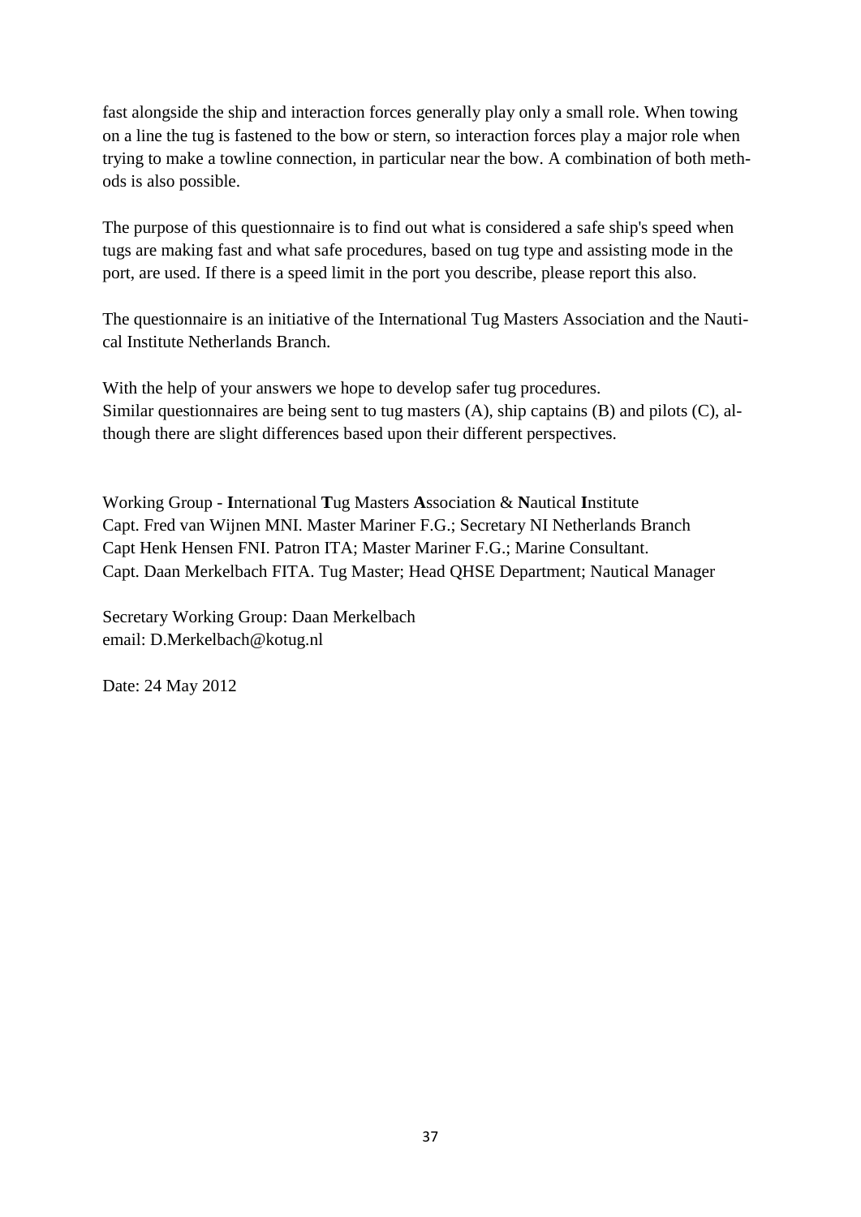fast alongside the ship and interaction forces generally play only a small role. When towing on a line the tug is fastened to the bow or stern, so interaction forces play a major role when trying to make a towline connection, in particular near the bow. A combination of both methods is also possible.

The purpose of this questionnaire is to find out what is considered a safe ship's speed when tugs are making fast and what safe procedures, based on tug type and assisting mode in the port, are used. If there is a speed limit in the port you describe, please report this also.

The questionnaire is an initiative of the International Tug Masters Association and the Nautical Institute Netherlands Branch.

With the help of your answers we hope to develop safer tug procedures.
Similar questionnaires are being sent to tug masters (A), ship captains (B) and pilots (C), although there are slight differences based upon their different perspectives.

Working Group - **I**nternational **T**ug Masters **A**ssociation & **N**autical **I**nstitute
Capt. Fred van Wijnen MNI. Master Mariner F.G.; Secretary NI Netherlands Branch
Capt Henk Hensen FNI. Patron ITA; Master Mariner F.G.; Marine Consultant.
Capt. Daan Merkelbach FITA. Tug Master; Head QHSE Department; Nautical Manager

Secretary Working Group: Daan Merkelbach
email: D.Merkelbach@kotug.nl

Date: 24 May 2012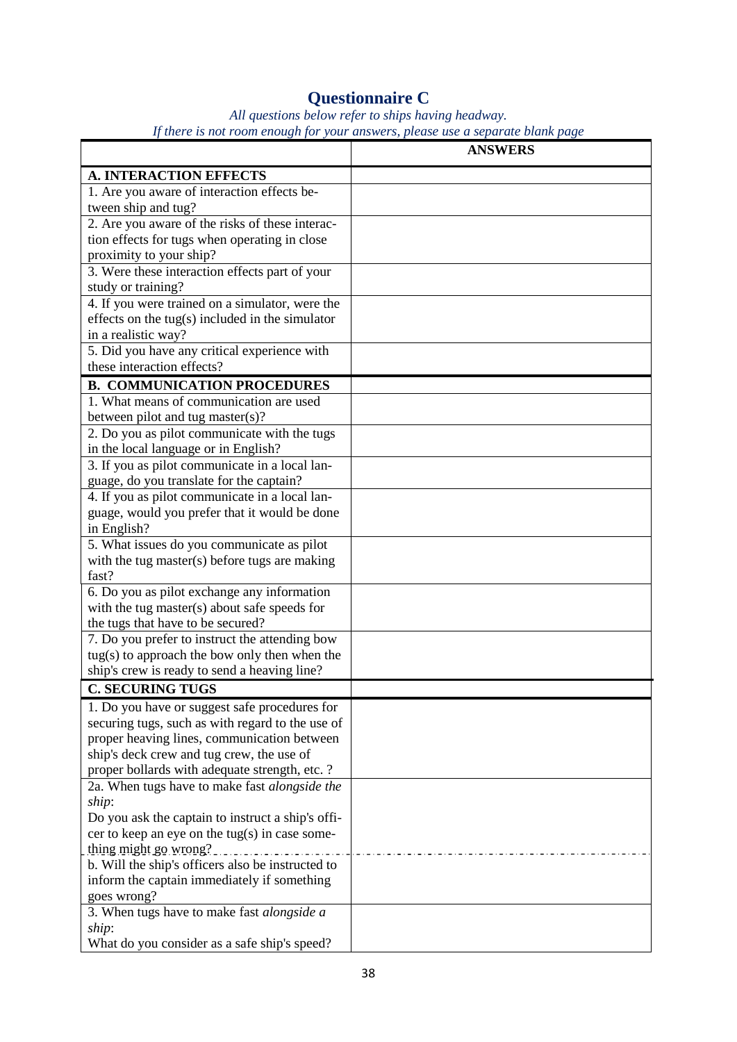# Questionnaire C

*All questions below refer to ships having headway.*
*If there is not room enough for your answers, please use a separate blank page*

| | ANSWERS |
|---|---|
| **A. INTERACTION EFFECTS** | |
| 1. Are you aware of interaction effects between ship and tug? | |
| 2. Are you aware of the risks of these interaction effects for tugs when operating in close proximity to your ship? | |
| 3. Were these interaction effects part of your study or training? | |
| 4. If you were trained on a simulator, were the effects on the tug(s) included in the simulator in a realistic way? | |
| 5. Did you have any critical experience with these interaction effects? | |
| **B. COMMUNICATION PROCEDURES** | |
| 1. What means of communication are used between pilot and tug master(s)? | |
| 2. Do you as pilot communicate with the tugs in the local language or in English? | |
| 3. If you as pilot communicate in a local language, do you translate for the captain? | |
| 4. If you as pilot communicate in a local language, would you prefer that it would be done in English? | |
| 5. What issues do you communicate as pilot with the tug master(s) before tugs are making fast? | |
| 6. Do you as pilot exchange any information with the tug master(s) about safe speeds for the tugs that have to be secured? | |
| 7. Do you prefer to instruct the attending bow tug(s) to approach the bow only then when the ship's crew is ready to send a heaving line? | |
| **C. SECURING TUGS** | |
| 1. Do you have or suggest safe procedures for securing tugs, such as with regard to the use of proper heaving lines, communication between ship's deck crew and tug crew, the use of proper bollards with adequate strength, etc. ? | |
| 2a. When tugs have to make fast *alongside the ship*: Do you ask the captain to instruct a ship's officer to keep an eye on the tug(s) in case something might go wrong? | |
| b. Will the ship's officers also be instructed to inform the captain immediately if something goes wrong? | |
| 3. When tugs have to make fast *alongside a ship*: What do you consider as a safe ship's speed? | |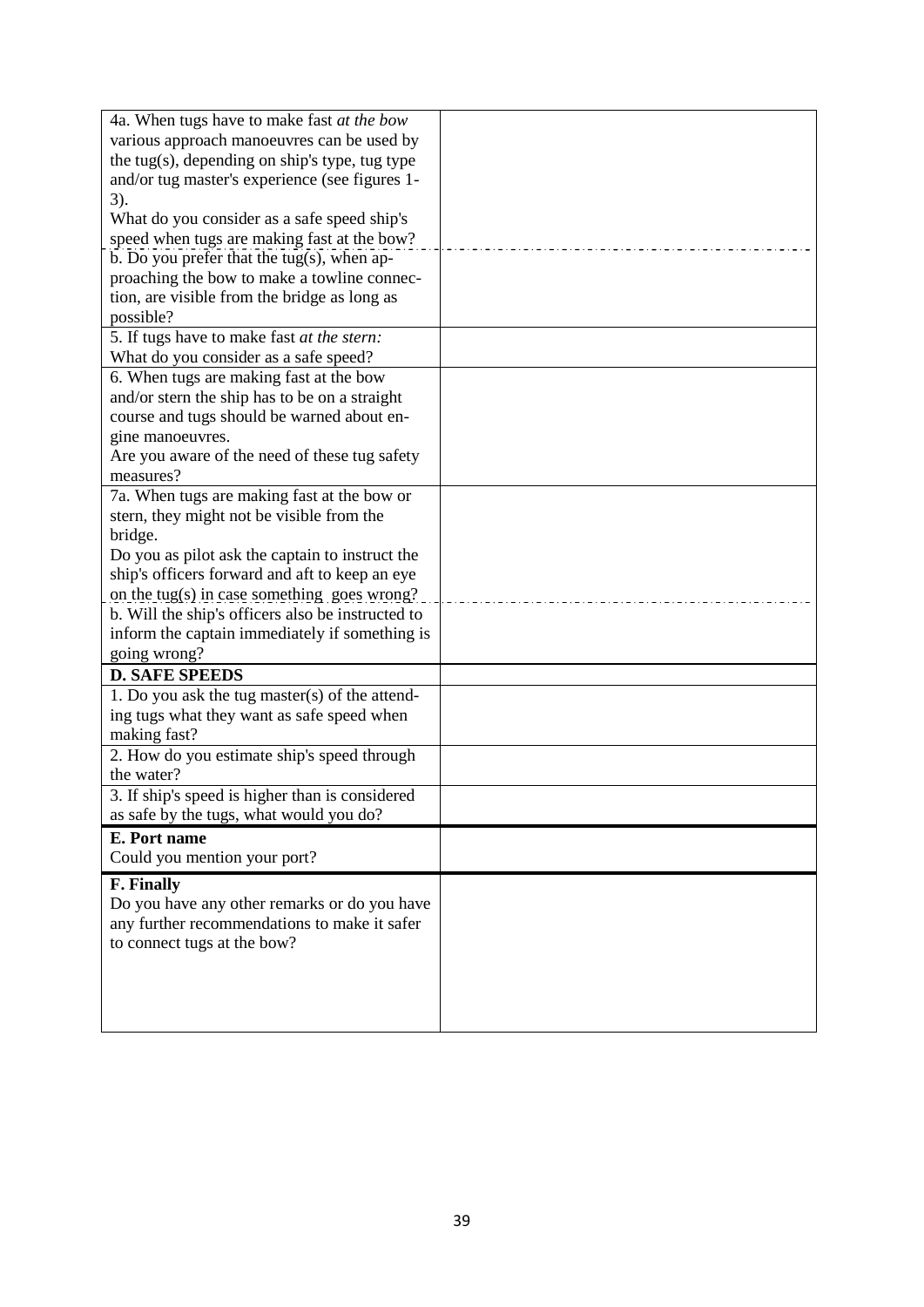| | |
|---|---|
| 4a. When tugs have to make fast *at the bow* various approach manoeuvres can be used by the tug(s), depending on ship's type, tug type and/or tug master's experience (see figures 1-3).<br>What do you consider as a safe speed ship's speed when tugs are making fast at the bow? | |
| b. Do you prefer that the tug(s), when approaching the bow to make a towline connection, are visible from the bridge as long as possible? | |
| 5. If tugs have to make fast *at the stern:*<br>What do you consider as a safe speed? | |
| 6. When tugs are making fast at the bow and/or stern the ship has to be on a straight course and tugs should be warned about engine manoeuvres.<br>Are you aware of the need of these tug safety measures? | |
| 7a. When tugs are making fast at the bow or stern, they might not be visible from the bridge.<br>Do you as pilot ask the captain to instruct the ship's officers forward and aft to keep an eye on the tug(s) in case something goes wrong? | |
| b. Will the ship's officers also be instructed to inform the captain immediately if something is going wrong? | |
| **D. SAFE SPEEDS** | |
| 1. Do you ask the tug master(s) of the attending tugs what they want as safe speed when making fast? | |
| 2. How do you estimate ship's speed through the water? | |
| 3. If ship's speed is higher than is considered as safe by the tugs, what would you do? | |
| **E. Port name**<br>Could you mention your port? | |
| **F. Finally**<br>Do you have any other remarks or do you have any further recommendations to make it safer to connect tugs at the bow? | |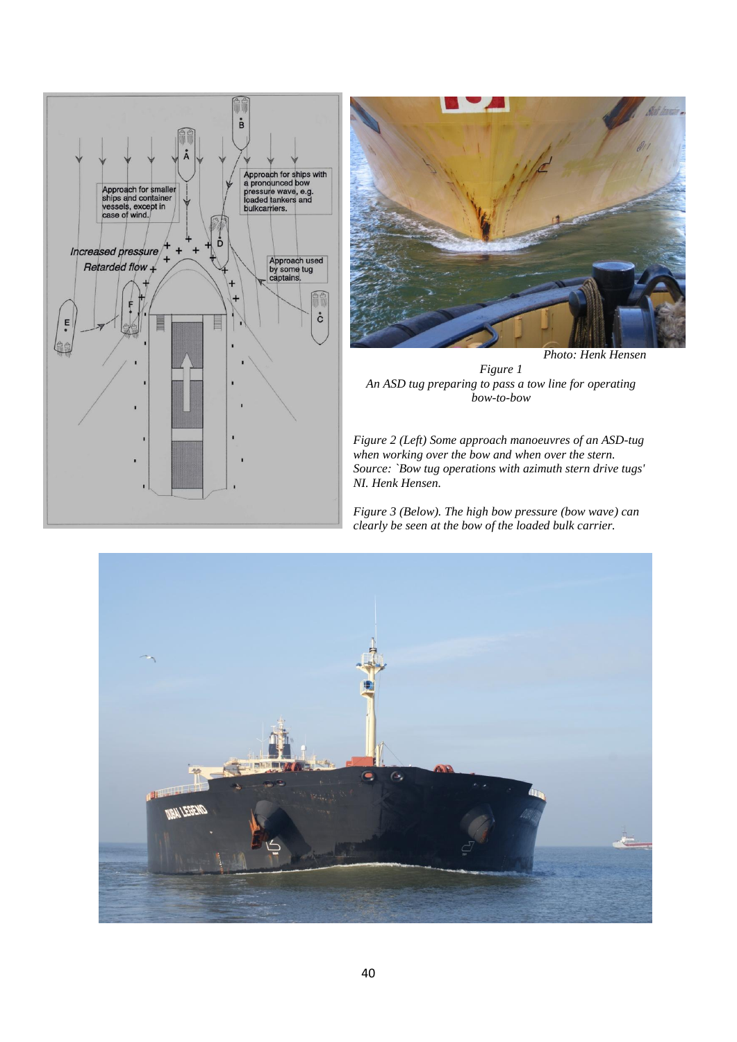Approach for smaller ships and container vessels, except in case of wind.

Approach for ships with a pronounced bow pressure wave, e.g. loaded tankers and bulkcarriers.

Increased pressure

Retarded flow

Approach used by some tug captains.

A

B

C

D

E

F

*Photo: Henk Hensen*

*Figure 1*
*An ASD tug preparing to pass a tow line for operating bow-to-bow*

*Figure 2 (Left) Some approach manoeuvres of an ASD-tug when working over the bow and when over the stern. Source: `Bow tug operations with azimuth stern drive tugs' NI. Henk Hensen.*

*Figure 3 (Below). The high bow pressure (bow wave) can clearly be seen at the bow of the loaded bulk carrier.*